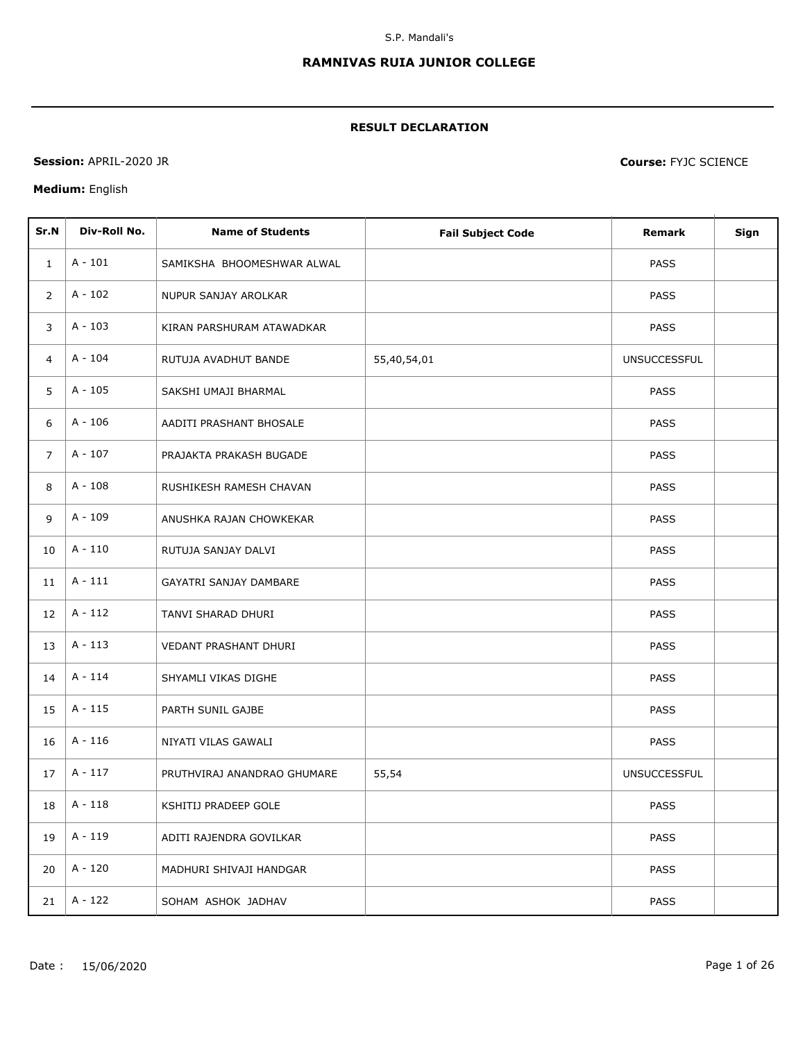S.P. Mandali's

# RAMNIVAS RUIA JUNIOR COLLEGE

## RESULT DECLARATION

**Session:** APRIL-2020 JR

**Course:** FYJC SCIENCE

**Medium:** English

| Sr.N | Div-Roll No. | Name of Students | Fail Subject Code | Remark | Sign |
|---|---|---|---|---|---|
| 1 | A - 101 | SAMIKSHA BHOOMESHWAR ALWAL | | PASS | |
| 2 | A - 102 | NUPUR SANJAY AROLKAR | | PASS | |
| 3 | A - 103 | KIRAN PARSHURAM ATAWADKAR | | PASS | |
| 4 | A - 104 | RUTUJA AVADHUT BANDE | 55,40,54,01 | UNSUCCESSFUL | |
| 5 | A - 105 | SAKSHI UMAJI BHARMAL | | PASS | |
| 6 | A - 106 | AADITI PRASHANT BHOSALE | | PASS | |
| 7 | A - 107 | PRAJAKTA PRAKASH BUGADE | | PASS | |
| 8 | A - 108 | RUSHIKESH RAMESH CHAVAN | | PASS | |
| 9 | A - 109 | ANUSHKA RAJAN CHOWKEKAR | | PASS | |
| 10 | A - 110 | RUTUJA SANJAY DALVI | | PASS | |
| 11 | A - 111 | GAYATRI SANJAY DAMBARE | | PASS | |
| 12 | A - 112 | TANVI SHARAD DHURI | | PASS | |
| 13 | A - 113 | VEDANT PRASHANT DHURI | | PASS | |
| 14 | A - 114 | SHYAMLI VIKAS DIGHE | | PASS | |
| 15 | A - 115 | PARTH SUNIL GAJBE | | PASS | |
| 16 | A - 116 | NIYATI VILAS GAWALI | | PASS | |
| 17 | A - 117 | PRUTHVIRAJ ANANDRAO GHUMARE | 55,54 | UNSUCCESSFUL | |
| 18 | A - 118 | KSHITIJ PRADEEP GOLE | | PASS | |
| 19 | A - 119 | ADITI RAJENDRA GOVILKAR | | PASS | |
| 20 | A - 120 | MADHURI SHIVAJI HANDGAR | | PASS | |
| 21 | A - 122 | SOHAM ASHOK JADHAV | | PASS | |

Date : 15/06/2020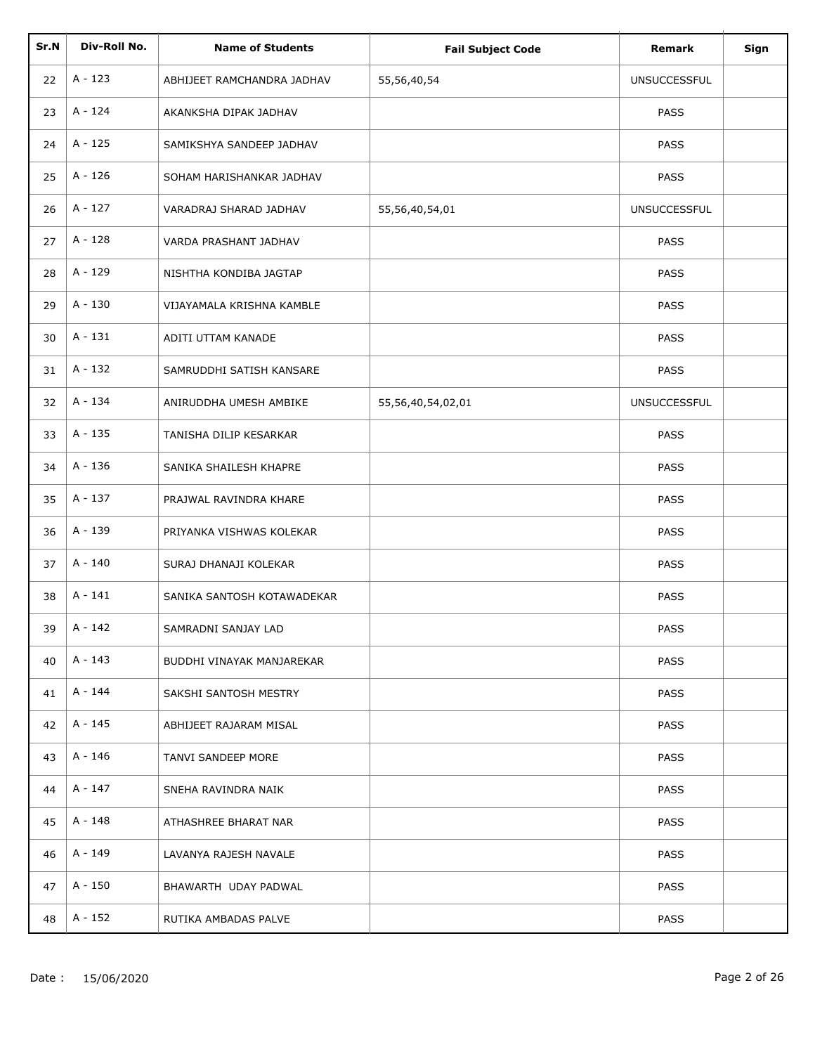| Sr.N | Div-Roll No. | Name of Students | Fail Subject Code | Remark | Sign |
|---|---|---|---|---|---|
| 22 | A - 123 | ABHIJEET RAMCHANDRA JADHAV | 55,56,40,54 | UNSUCCESSFUL | |
| 23 | A - 124 | AKANKSHA DIPAK JADHAV | | PASS | |
| 24 | A - 125 | SAMIKSHYA SANDEEP JADHAV | | PASS | |
| 25 | A - 126 | SOHAM HARISHANKAR JADHAV | | PASS | |
| 26 | A - 127 | VARADRAJ SHARAD JADHAV | 55,56,40,54,01 | UNSUCCESSFUL | |
| 27 | A - 128 | VARDA PRASHANT JADHAV | | PASS | |
| 28 | A - 129 | NISHTHA KONDIBA JAGTAP | | PASS | |
| 29 | A - 130 | VIJAYAMALA KRISHNA KAMBLE | | PASS | |
| 30 | A - 131 | ADITI UTTAM KANADE | | PASS | |
| 31 | A - 132 | SAMRUDDHI SATISH KANSARE | | PASS | |
| 32 | A - 134 | ANIRUDDHA UMESH AMBIKE | 55,56,40,54,02,01 | UNSUCCESSFUL | |
| 33 | A - 135 | TANISHA DILIP KESARKAR | | PASS | |
| 34 | A - 136 | SANIKA SHAILESH KHAPRE | | PASS | |
| 35 | A - 137 | PRAJWAL RAVINDRA KHARE | | PASS | |
| 36 | A - 139 | PRIYANKA VISHWAS KOLEKAR | | PASS | |
| 37 | A - 140 | SURAJ DHANAJI KOLEKAR | | PASS | |
| 38 | A - 141 | SANIKA SANTOSH KOTAWADEKAR | | PASS | |
| 39 | A - 142 | SAMRADNI SANJAY LAD | | PASS | |
| 40 | A - 143 | BUDDHI VINAYAK MANJAREKAR | | PASS | |
| 41 | A - 144 | SAKSHI SANTOSH MESTRY | | PASS | |
| 42 | A - 145 | ABHIJEET RAJARAM MISAL | | PASS | |
| 43 | A - 146 | TANVI SANDEEP MORE | | PASS | |
| 44 | A - 147 | SNEHA RAVINDRA NAIK | | PASS | |
| 45 | A - 148 | ATHASHREE BHARAT NAR | | PASS | |
| 46 | A - 149 | LAVANYA RAJESH NAVALE | | PASS | |
| 47 | A - 150 | BHAWARTH UDAY PADWAL | | PASS | |
| 48 | A - 152 | RUTIKA AMBADAS PALVE | | PASS | |

Date : 15/06/2020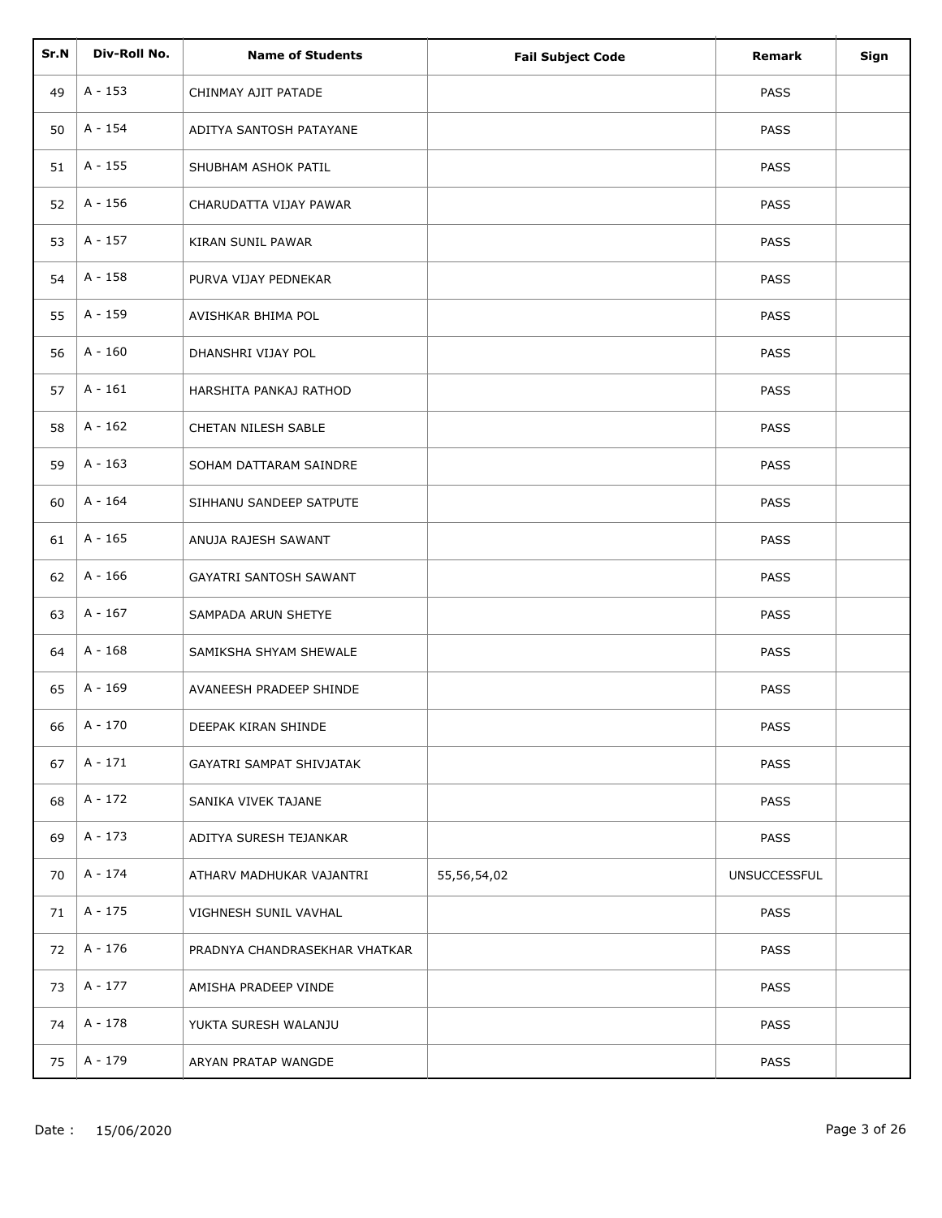| Sr.N | Div-Roll No. | Name of Students | Fail Subject Code | Remark | Sign |
|---|---|---|---|---|---|
| 49 | A - 153 | CHINMAY AJIT PATADE | | PASS | |
| 50 | A - 154 | ADITYA SANTOSH PATAYANE | | PASS | |
| 51 | A - 155 | SHUBHAM ASHOK PATIL | | PASS | |
| 52 | A - 156 | CHARUDATTA VIJAY PAWAR | | PASS | |
| 53 | A - 157 | KIRAN SUNIL PAWAR | | PASS | |
| 54 | A - 158 | PURVA VIJAY PEDNEKAR | | PASS | |
| 55 | A - 159 | AVISHKAR BHIMA POL | | PASS | |
| 56 | A - 160 | DHANSHRI VIJAY POL | | PASS | |
| 57 | A - 161 | HARSHITA PANKAJ RATHOD | | PASS | |
| 58 | A - 162 | CHETAN NILESH SABLE | | PASS | |
| 59 | A - 163 | SOHAM DATTARAM SAINDRE | | PASS | |
| 60 | A - 164 | SIHHANU SANDEEP SATPUTE | | PASS | |
| 61 | A - 165 | ANUJA RAJESH SAWANT | | PASS | |
| 62 | A - 166 | GAYATRI SANTOSH SAWANT | | PASS | |
| 63 | A - 167 | SAMPADA ARUN SHETYE | | PASS | |
| 64 | A - 168 | SAMIKSHA SHYAM SHEWALE | | PASS | |
| 65 | A - 169 | AVANEESH PRADEEP SHINDE | | PASS | |
| 66 | A - 170 | DEEPAK KIRAN SHINDE | | PASS | |
| 67 | A - 171 | GAYATRI SAMPAT SHIVJATAK | | PASS | |
| 68 | A - 172 | SANIKA VIVEK TAJANE | | PASS | |
| 69 | A - 173 | ADITYA SURESH TEJANKAR | | PASS | |
| 70 | A - 174 | ATHARV MADHUKAR VAJANTRI | 55,56,54,02 | UNSUCCESSFUL | |
| 71 | A - 175 | VIGHNESH SUNIL VAVHAL | | PASS | |
| 72 | A - 176 | PRADNYA CHANDRASEKHAR VHATKAR | | PASS | |
| 73 | A - 177 | AMISHA PRADEEP VINDE | | PASS | |
| 74 | A - 178 | YUKTA SURESH WALANJU | | PASS | |
| 75 | A - 179 | ARYAN PRATAP WANGDE | | PASS | |

Date : 15/06/2020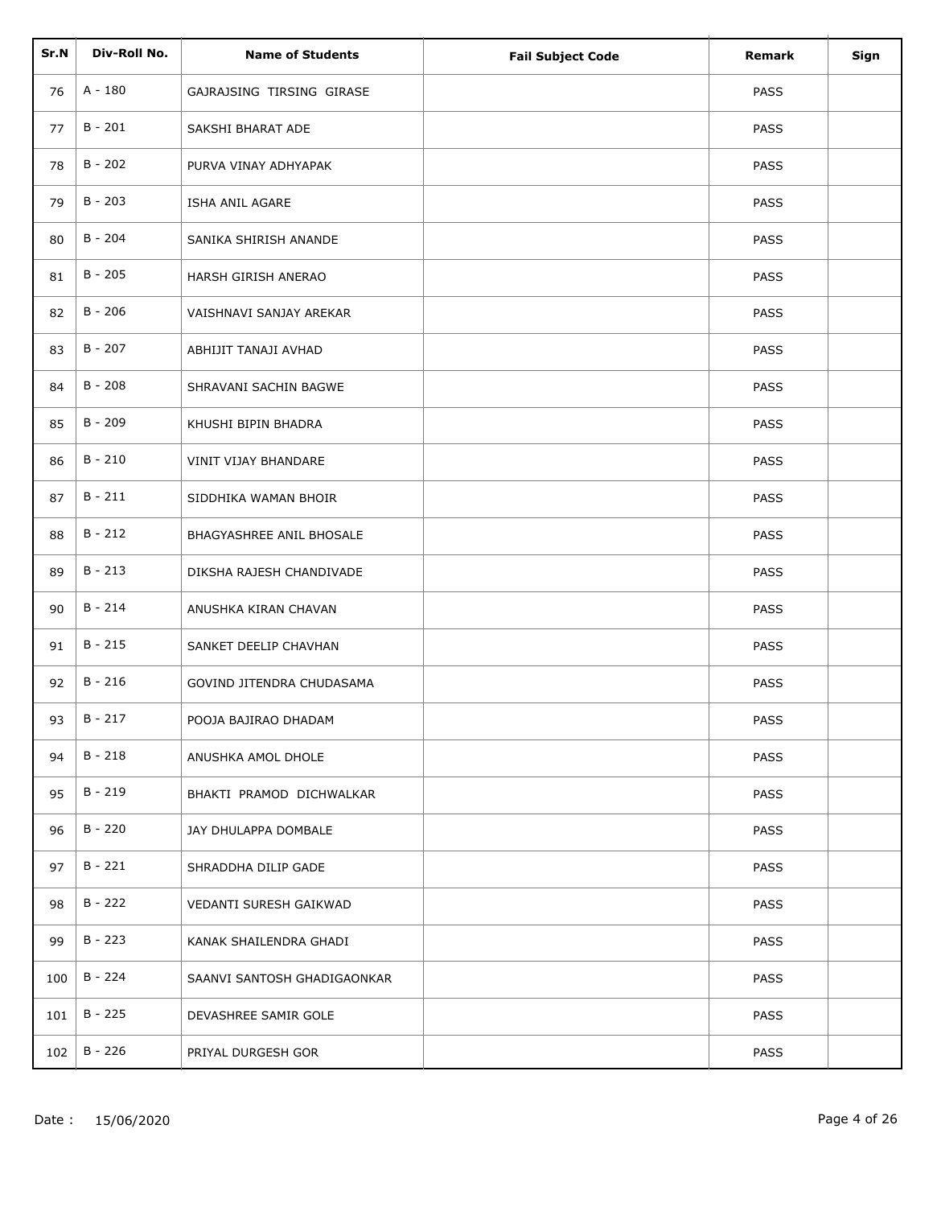| Sr.N | Div-Roll No. | Name of Students | Fail Subject Code | Remark | Sign |
|---|---|---|---|---|---|
| 76 | A - 180 | GAJRAJSING TIRSING GIRASE | | PASS | |
| 77 | B - 201 | SAKSHI BHARAT ADE | | PASS | |
| 78 | B - 202 | PURVA VINAY ADHYAPAK | | PASS | |
| 79 | B - 203 | ISHA ANIL AGARE | | PASS | |
| 80 | B - 204 | SANIKA SHIRISH ANANDE | | PASS | |
| 81 | B - 205 | HARSH GIRISH ANERAO | | PASS | |
| 82 | B - 206 | VAISHNAVI SANJAY AREKAR | | PASS | |
| 83 | B - 207 | ABHIJIT TANAJI AVHAD | | PASS | |
| 84 | B - 208 | SHRAVANI SACHIN BAGWE | | PASS | |
| 85 | B - 209 | KHUSHI BIPIN BHADRA | | PASS | |
| 86 | B - 210 | VINIT VIJAY BHANDARE | | PASS | |
| 87 | B - 211 | SIDDHIKA WAMAN BHOIR | | PASS | |
| 88 | B - 212 | BHAGYASHREE ANIL BHOSALE | | PASS | |
| 89 | B - 213 | DIKSHA RAJESH CHANDIVADE | | PASS | |
| 90 | B - 214 | ANUSHKA KIRAN CHAVAN | | PASS | |
| 91 | B - 215 | SANKET DEELIP CHAVHAN | | PASS | |
| 92 | B - 216 | GOVIND JITENDRA CHUDASAMA | | PASS | |
| 93 | B - 217 | POOJA BAJIRAO DHADAM | | PASS | |
| 94 | B - 218 | ANUSHKA AMOL DHOLE | | PASS | |
| 95 | B - 219 | BHAKTI PRAMOD DICHWALKAR | | PASS | |
| 96 | B - 220 | JAY DHULAPPA DOMBALE | | PASS | |
| 97 | B - 221 | SHRADDHA DILIP GADE | | PASS | |
| 98 | B - 222 | VEDANTI SURESH GAIKWAD | | PASS | |
| 99 | B - 223 | KANAK SHAILENDRA GHADI | | PASS | |
| 100 | B - 224 | SAANVI SANTOSH GHADIGAONKAR | | PASS | |
| 101 | B - 225 | DEVASHREE SAMIR GOLE | | PASS | |
| 102 | B - 226 | PRIYAL DURGESH GOR | | PASS | |

Date : 15/06/2020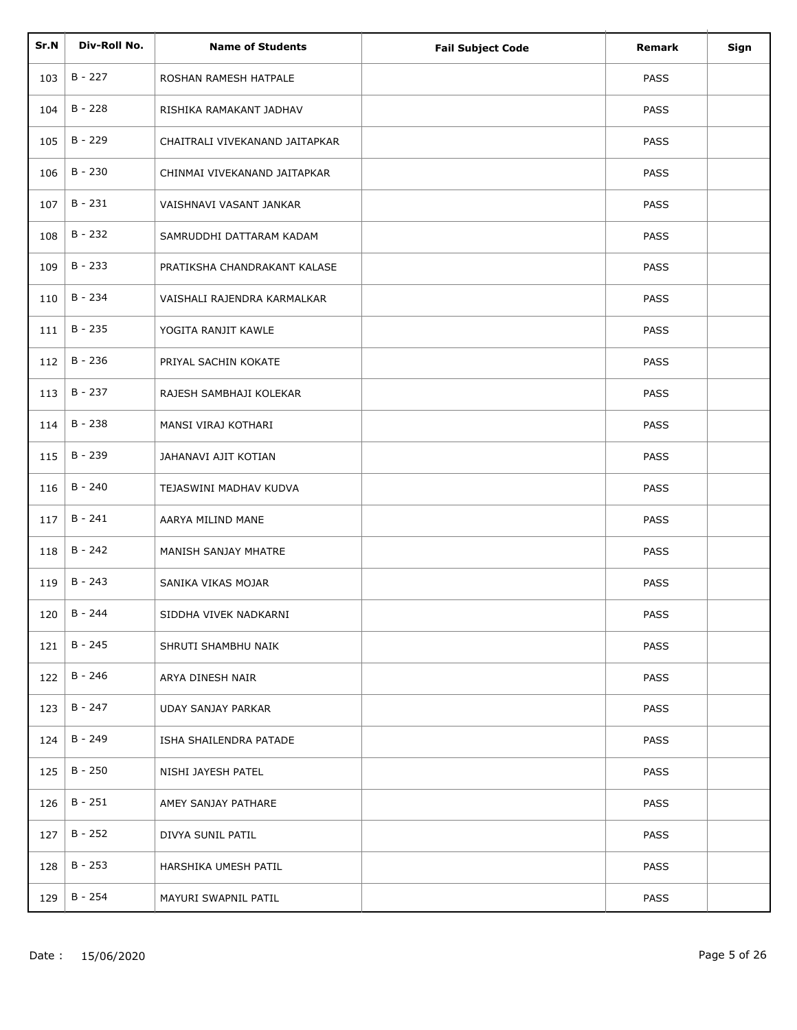| Sr.N | Div-Roll No. | Name of Students | Fail Subject Code | Remark | Sign |
| --- | --- | --- | --- | --- | --- |
| 103 | B - 227 | ROSHAN RAMESH HATPALE | | PASS | |
| 104 | B - 228 | RISHIKA RAMAKANT JADHAV | | PASS | |
| 105 | B - 229 | CHAITRALI VIVEKANAND JAITAPKAR | | PASS | |
| 106 | B - 230 | CHINMAI VIVEKANAND JAITAPKAR | | PASS | |
| 107 | B - 231 | VAISHNAVI VASANT JANKAR | | PASS | |
| 108 | B - 232 | SAMRUDDHI DATTARAM KADAM | | PASS | |
| 109 | B - 233 | PRATIKSHA CHANDRAKANT KALASE | | PASS | |
| 110 | B - 234 | VAISHALI RAJENDRA KARMALKAR | | PASS | |
| 111 | B - 235 | YOGITA RANJIT KAWLE | | PASS | |
| 112 | B - 236 | PRIYAL SACHIN KOKATE | | PASS | |
| 113 | B - 237 | RAJESH SAMBHAJI KOLEKAR | | PASS | |
| 114 | B - 238 | MANSI VIRAJ KOTHARI | | PASS | |
| 115 | B - 239 | JAHANAVI AJIT KOTIAN | | PASS | |
| 116 | B - 240 | TEJASWINI MADHAV KUDVA | | PASS | |
| 117 | B - 241 | AARYA MILIND MANE | | PASS | |
| 118 | B - 242 | MANISH SANJAY MHATRE | | PASS | |
| 119 | B - 243 | SANIKA VIKAS MOJAR | | PASS | |
| 120 | B - 244 | SIDDHA VIVEK NADKARNI | | PASS | |
| 121 | B - 245 | SHRUTI SHAMBHU NAIK | | PASS | |
| 122 | B - 246 | ARYA DINESH NAIR | | PASS | |
| 123 | B - 247 | UDAY SANJAY PARKAR | | PASS | |
| 124 | B - 249 | ISHA SHAILENDRA PATADE | | PASS | |
| 125 | B - 250 | NISHI JAYESH PATEL | | PASS | |
| 126 | B - 251 | AMEY SANJAY PATHARE | | PASS | |
| 127 | B - 252 | DIVYA SUNIL PATIL | | PASS | |
| 128 | B - 253 | HARSHIKA UMESH PATIL | | PASS | |
| 129 | B - 254 | MAYURI SWAPNIL PATIL | | PASS | |

Date : 15/06/2020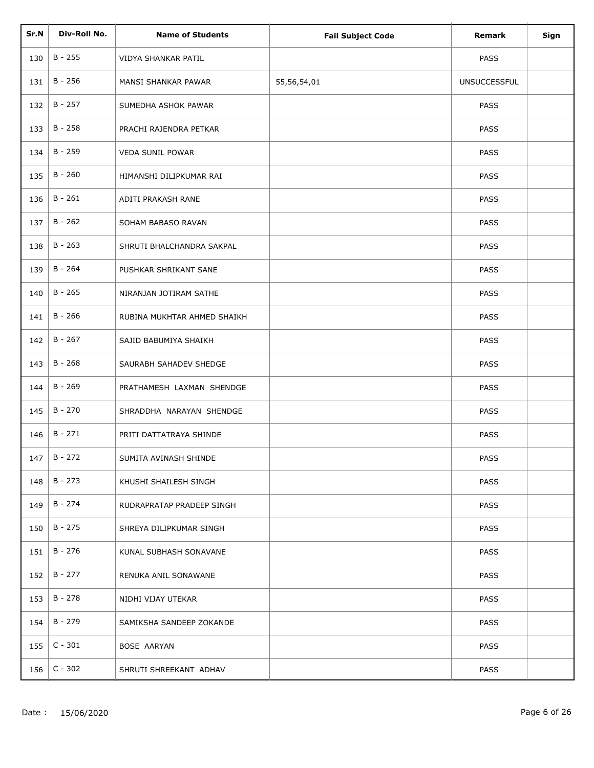| Sr.N | Div-Roll No. | Name of Students | Fail Subject Code | Remark | Sign |
|---|---|---|---|---|---|
| 130 | B - 255 | VIDYA SHANKAR PATIL | | PASS | |
| 131 | B - 256 | MANSI SHANKAR PAWAR | 55,56,54,01 | UNSUCCESSFUL | |
| 132 | B - 257 | SUMEDHA ASHOK PAWAR | | PASS | |
| 133 | B - 258 | PRACHI RAJENDRA PETKAR | | PASS | |
| 134 | B - 259 | VEDA SUNIL POWAR | | PASS | |
| 135 | B - 260 | HIMANSHI DILIPKUMAR RAI | | PASS | |
| 136 | B - 261 | ADITI PRAKASH RANE | | PASS | |
| 137 | B - 262 | SOHAM BABASO RAVAN | | PASS | |
| 138 | B - 263 | SHRUTI BHALCHANDRA SAKPAL | | PASS | |
| 139 | B - 264 | PUSHKAR SHRIKANT SANE | | PASS | |
| 140 | B - 265 | NIRANJAN JOTIRAM SATHE | | PASS | |
| 141 | B - 266 | RUBINA MUKHTAR AHMED SHAIKH | | PASS | |
| 142 | B - 267 | SAJID BABUMIYA SHAIKH | | PASS | |
| 143 | B - 268 | SAURABH SAHADEV SHEDGE | | PASS | |
| 144 | B - 269 | PRATHAMESH LAXMAN SHENDGE | | PASS | |
| 145 | B - 270 | SHRADDHA NARAYAN SHENDGE | | PASS | |
| 146 | B - 271 | PRITI DATTATRAYA SHINDE | | PASS | |
| 147 | B - 272 | SUMITA AVINASH SHINDE | | PASS | |
| 148 | B - 273 | KHUSHI SHAILESH SINGH | | PASS | |
| 149 | B - 274 | RUDRAPRATAP PRADEEP SINGH | | PASS | |
| 150 | B - 275 | SHREYA DILIPKUMAR SINGH | | PASS | |
| 151 | B - 276 | KUNAL SUBHASH SONAVANE | | PASS | |
| 152 | B - 277 | RENUKA ANIL SONAWANE | | PASS | |
| 153 | B - 278 | NIDHI VIJAY UTEKAR | | PASS | |
| 154 | B - 279 | SAMIKSHA SANDEEP ZOKANDE | | PASS | |
| 155 | C - 301 | BOSE AARYAN | | PASS | |
| 156 | C - 302 | SHRUTI SHREEKANT ADHAV | | PASS | |

Date : 15/06/2020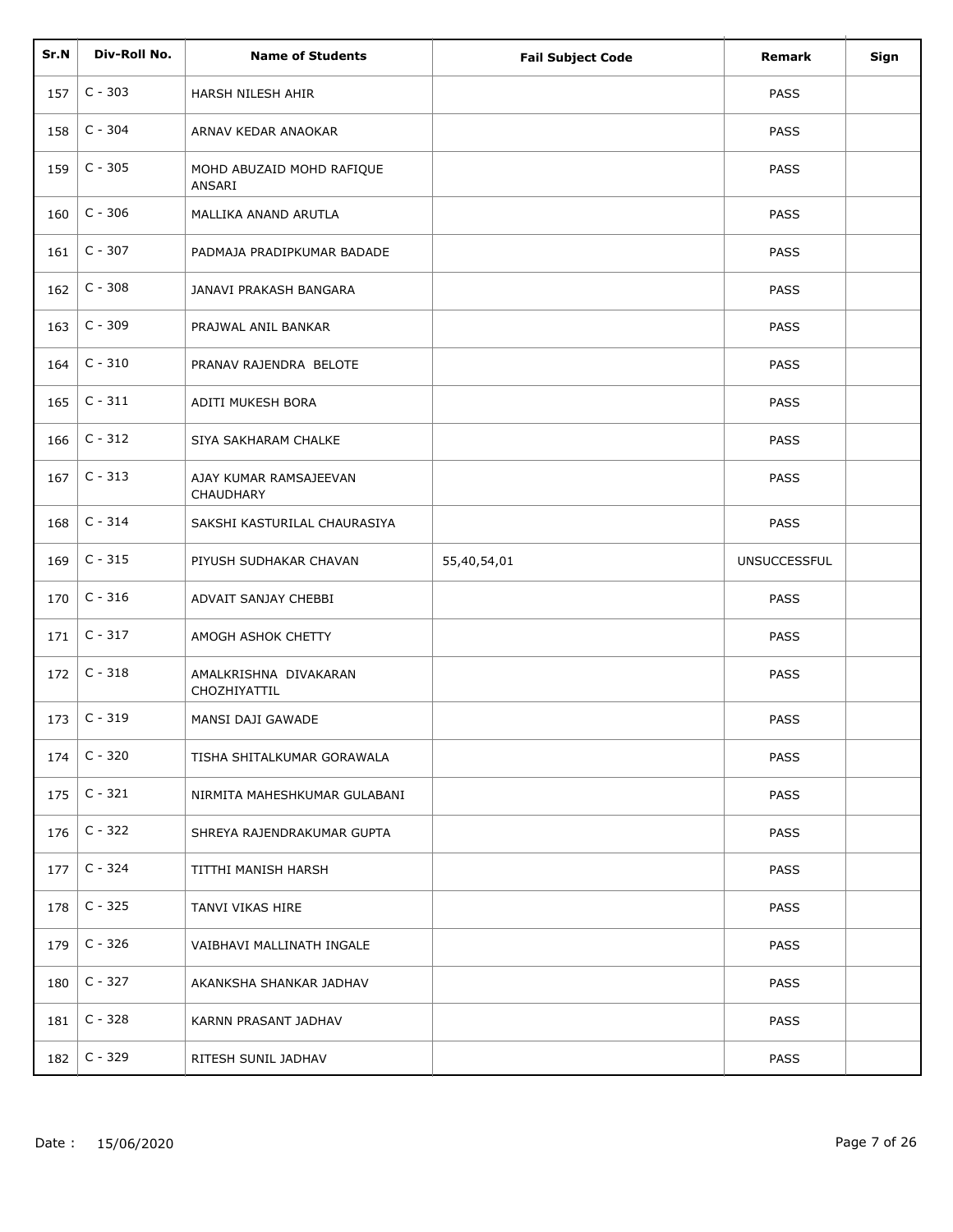| Sr.N | Div-Roll No. | Name of Students | Fail Subject Code | Remark | Sign |
|---|---|---|---|---|---|
| 157 | C - 303 | HARSH NILESH AHIR | | PASS | |
| 158 | C - 304 | ARNAV KEDAR ANAOKAR | | PASS | |
| 159 | C - 305 | MOHD ABUZAID MOHD RAFIQUE ANSARI | | PASS | |
| 160 | C - 306 | MALLIKA ANAND ARUTLA | | PASS | |
| 161 | C - 307 | PADMAJA PRADIPKUMAR BADADE | | PASS | |
| 162 | C - 308 | JANAVI PRAKASH BANGARA | | PASS | |
| 163 | C - 309 | PRAJWAL ANIL BANKAR | | PASS | |
| 164 | C - 310 | PRANAV RAJENDRA BELOTE | | PASS | |
| 165 | C - 311 | ADITI MUKESH BORA | | PASS | |
| 166 | C - 312 | SIYA SAKHARAM CHALKE | | PASS | |
| 167 | C - 313 | AJAY KUMAR RAMSAJEEVAN CHAUDHARY | | PASS | |
| 168 | C - 314 | SAKSHI KASTURILAL CHAURASIYA | | PASS | |
| 169 | C - 315 | PIYUSH SUDHAKAR CHAVAN | 55,40,54,01 | UNSUCCESSFUL | |
| 170 | C - 316 | ADVAIT SANJAY CHEBBI | | PASS | |
| 171 | C - 317 | AMOGH ASHOK CHETTY | | PASS | |
| 172 | C - 318 | AMALKRISHNA DIVAKARAN CHOZHIYATTIL | | PASS | |
| 173 | C - 319 | MANSI DAJI GAWADE | | PASS | |
| 174 | C - 320 | TISHA SHITALKUMAR GORAWALA | | PASS | |
| 175 | C - 321 | NIRMITA MAHESHKUMAR GULABANI | | PASS | |
| 176 | C - 322 | SHREYA RAJENDRAKUMAR GUPTA | | PASS | |
| 177 | C - 324 | TITTHI MANISH HARSH | | PASS | |
| 178 | C - 325 | TANVI VIKAS HIRE | | PASS | |
| 179 | C - 326 | VAIBHAVI MALLINATH INGALE | | PASS | |
| 180 | C - 327 | AKANKSHA SHANKAR JADHAV | | PASS | |
| 181 | C - 328 | KARNN PRASANT JADHAV | | PASS | |
| 182 | C - 329 | RITESH SUNIL JADHAV | | PASS | |

Date : 15/06/2020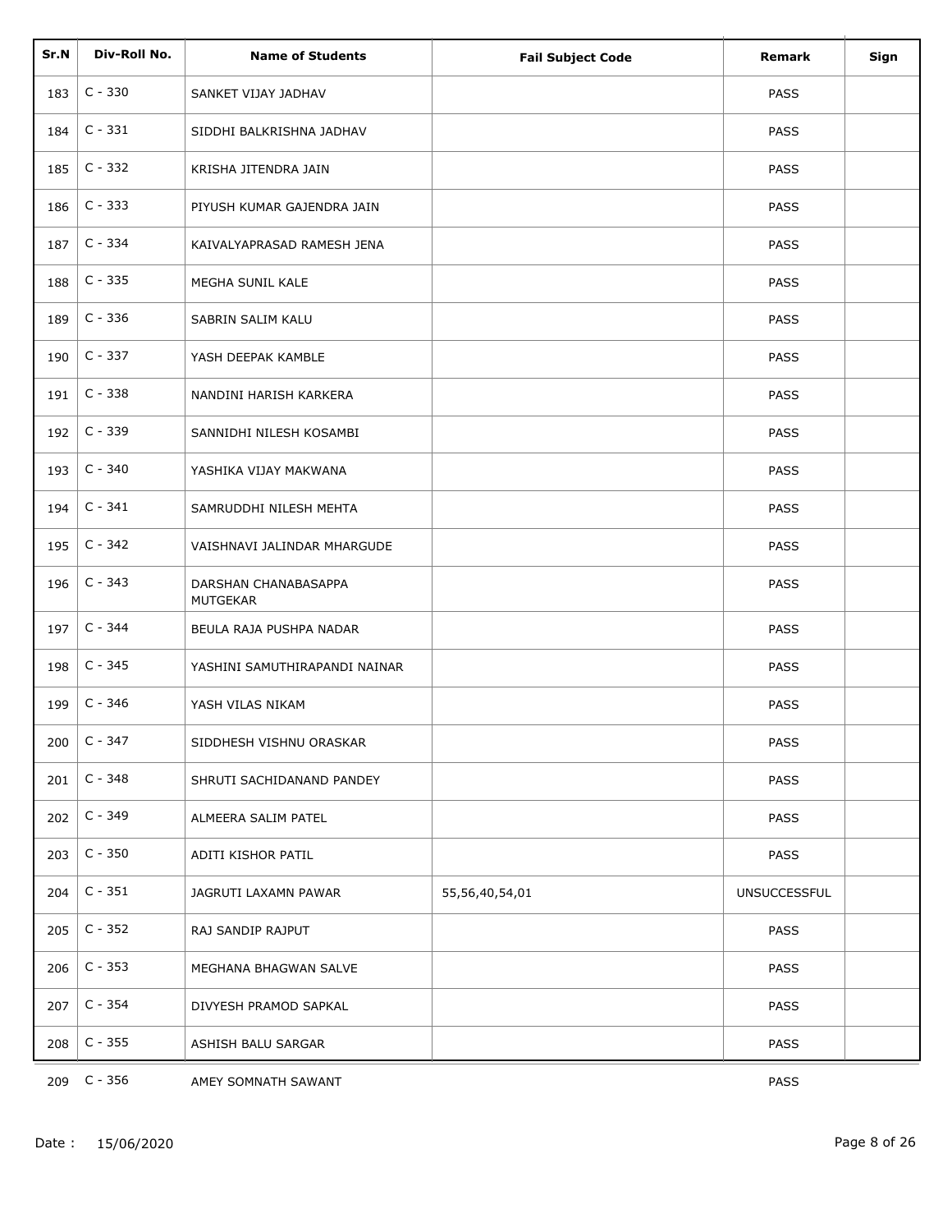| Sr.N | Div-Roll No. | Name of Students | Fail Subject Code | Remark | Sign |
|---|---|---|---|---|---|
| 183 | C - 330 | SANKET VIJAY JADHAV | | PASS | |
| 184 | C - 331 | SIDDHI BALKRISHNA JADHAV | | PASS | |
| 185 | C - 332 | KRISHA JITENDRA JAIN | | PASS | |
| 186 | C - 333 | PIYUSH KUMAR GAJENDRA JAIN | | PASS | |
| 187 | C - 334 | KAIVALYAPRASAD RAMESH JENA | | PASS | |
| 188 | C - 335 | MEGHA SUNIL KALE | | PASS | |
| 189 | C - 336 | SABRIN SALIM KALU | | PASS | |
| 190 | C - 337 | YASH DEEPAK KAMBLE | | PASS | |
| 191 | C - 338 | NANDINI HARISH KARKERA | | PASS | |
| 192 | C - 339 | SANNIDHI NILESH KOSAMBI | | PASS | |
| 193 | C - 340 | YASHIKA VIJAY MAKWANA | | PASS | |
| 194 | C - 341 | SAMRUDDHI NILESH MEHTA | | PASS | |
| 195 | C - 342 | VAISHNAVI JALINDAR MHARGUDE | | PASS | |
| 196 | C - 343 | DARSHAN CHANABASAPPA MUTGEKAR | | PASS | |
| 197 | C - 344 | BEULA RAJA PUSHPA NADAR | | PASS | |
| 198 | C - 345 | YASHINI SAMUTHIRAPANDI NAINAR | | PASS | |
| 199 | C - 346 | YASH VILAS NIKAM | | PASS | |
| 200 | C - 347 | SIDDHESH VISHNU ORASKAR | | PASS | |
| 201 | C - 348 | SHRUTI SACHIDANAND PANDEY | | PASS | |
| 202 | C - 349 | ALMEERA SALIM PATEL | | PASS | |
| 203 | C - 350 | ADITI KISHOR PATIL | | PASS | |
| 204 | C - 351 | JAGRUTI LAXAMN PAWAR | 55,56,40,54,01 | UNSUCCESSFUL | |
| 205 | C - 352 | RAJ SANDIP RAJPUT | | PASS | |
| 206 | C - 353 | MEGHANA BHAGWAN SALVE | | PASS | |
| 207 | C - 354 | DIVYESH PRAMOD SAPKAL | | PASS | |
| 208 | C - 355 | ASHISH BALU SARGAR | | PASS | |
| 209 | C - 356 | AMEY SOMNATH SAWANT | | PASS | |

Date : 15/06/2020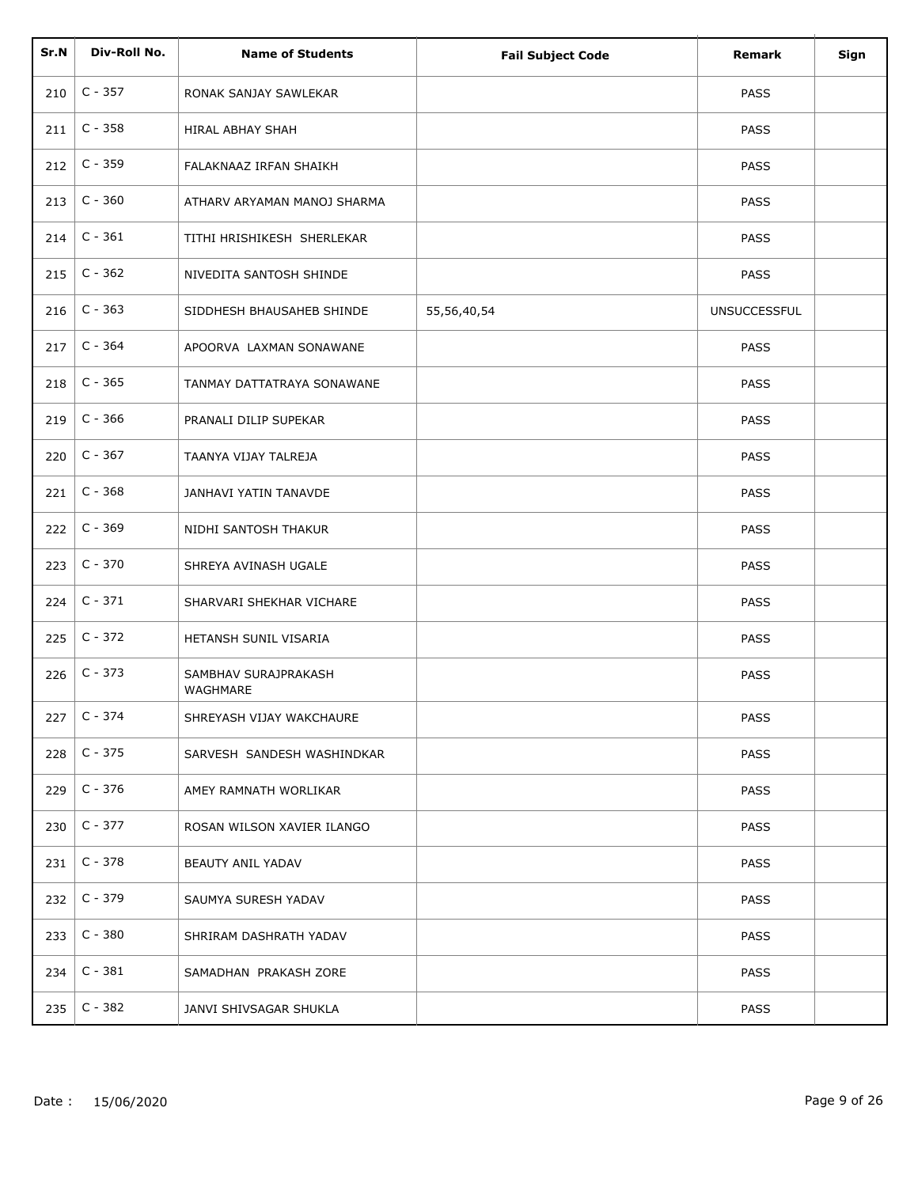| Sr.N | Div-Roll No. | Name of Students | Fail Subject Code | Remark | Sign |
| --- | --- | --- | --- | --- | --- |
| 210 | C - 357 | RONAK SANJAY SAWLEKAR | | PASS | |
| 211 | C - 358 | HIRAL ABHAY SHAH | | PASS | |
| 212 | C - 359 | FALAKNAAZ IRFAN SHAIKH | | PASS | |
| 213 | C - 360 | ATHARV ARYAMAN MANOJ SHARMA | | PASS | |
| 214 | C - 361 | TITHI HRISHIKESH SHERLEKAR | | PASS | |
| 215 | C - 362 | NIVEDITA SANTOSH SHINDE | | PASS | |
| 216 | C - 363 | SIDDHESH BHAUSAHEB SHINDE | 55,56,40,54 | UNSUCCESSFUL | |
| 217 | C - 364 | APOORVA LAXMAN SONAWANE | | PASS | |
| 218 | C - 365 | TANMAY DATTATRAYA SONAWANE | | PASS | |
| 219 | C - 366 | PRANALI DILIP SUPEKAR | | PASS | |
| 220 | C - 367 | TAANYA VIJAY TALREJA | | PASS | |
| 221 | C - 368 | JANHAVI YATIN TANAVDE | | PASS | |
| 222 | C - 369 | NIDHI SANTOSH THAKUR | | PASS | |
| 223 | C - 370 | SHREYA AVINASH UGALE | | PASS | |
| 224 | C - 371 | SHARVARI SHEKHAR VICHARE | | PASS | |
| 225 | C - 372 | HETANSH SUNIL VISARIA | | PASS | |
| 226 | C - 373 | SAMBHAV SURAJPRAKASH WAGHMARE | | PASS | |
| 227 | C - 374 | SHREYASH VIJAY WAKCHAURE | | PASS | |
| 228 | C - 375 | SARVESH SANDESH WASHINDKAR | | PASS | |
| 229 | C - 376 | AMEY RAMNATH WORLIKAR | | PASS | |
| 230 | C - 377 | ROSAN WILSON XAVIER ILANGO | | PASS | |
| 231 | C - 378 | BEAUTY ANIL YADAV | | PASS | |
| 232 | C - 379 | SAUMYA SURESH YADAV | | PASS | |
| 233 | C - 380 | SHRIRAM DASHRATH YADAV | | PASS | |
| 234 | C - 381 | SAMADHAN PRAKASH ZORE | | PASS | |
| 235 | C - 382 | JANVI SHIVSAGAR SHUKLA | | PASS | |

Date : 15/06/2020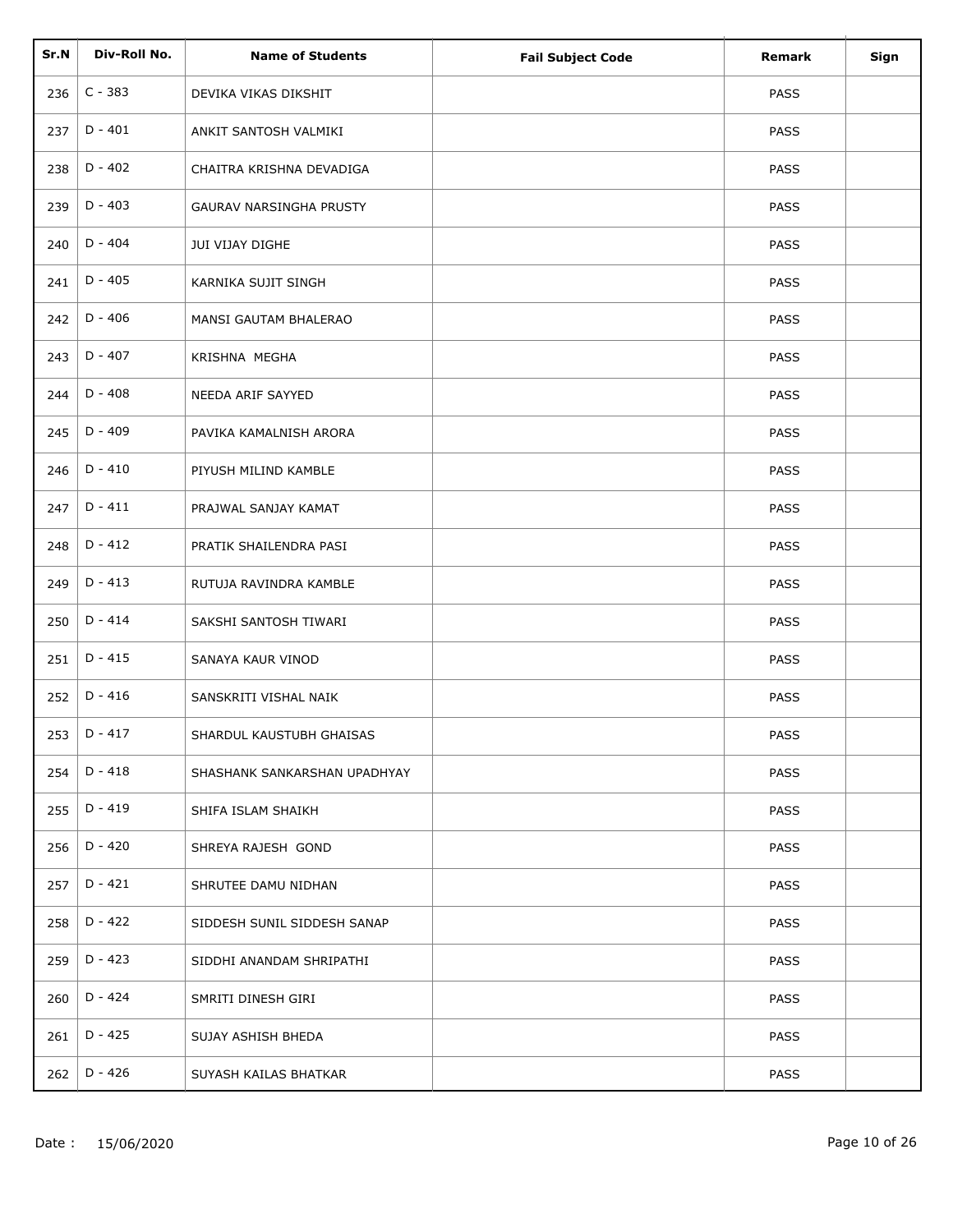| Sr.N | Div-Roll No. | Name of Students | Fail Subject Code | Remark | Sign |
|---|---|---|---|---|---|
| 236 | C - 383 | DEVIKA VIKAS DIKSHIT | | PASS | |
| 237 | D - 401 | ANKIT SANTOSH VALMIKI | | PASS | |
| 238 | D - 402 | CHAITRA KRISHNA DEVADIGA | | PASS | |
| 239 | D - 403 | GAURAV NARSINGHA PRUSTY | | PASS | |
| 240 | D - 404 | JUI VIJAY DIGHE | | PASS | |
| 241 | D - 405 | KARNIKA SUJIT SINGH | | PASS | |
| 242 | D - 406 | MANSI GAUTAM BHALERAO | | PASS | |
| 243 | D - 407 | KRISHNA MEGHA | | PASS | |
| 244 | D - 408 | NEEDA ARIF SAYYED | | PASS | |
| 245 | D - 409 | PAVIKA KAMALNISH ARORA | | PASS | |
| 246 | D - 410 | PIYUSH MILIND KAMBLE | | PASS | |
| 247 | D - 411 | PRAJWAL SANJAY KAMAT | | PASS | |
| 248 | D - 412 | PRATIK SHAILENDRA PASI | | PASS | |
| 249 | D - 413 | RUTUJA RAVINDRA KAMBLE | | PASS | |
| 250 | D - 414 | SAKSHI SANTOSH TIWARI | | PASS | |
| 251 | D - 415 | SANAYA KAUR VINOD | | PASS | |
| 252 | D - 416 | SANSKRITI VISHAL NAIK | | PASS | |
| 253 | D - 417 | SHARDUL KAUSTUBH GHAISAS | | PASS | |
| 254 | D - 418 | SHASHANK SANKARSHAN UPADHYAY | | PASS | |
| 255 | D - 419 | SHIFA ISLAM SHAIKH | | PASS | |
| 256 | D - 420 | SHREYA RAJESH GOND | | PASS | |
| 257 | D - 421 | SHRUTEE DAMU NIDHAN | | PASS | |
| 258 | D - 422 | SIDDESH SUNIL SIDDESH SANAP | | PASS | |
| 259 | D - 423 | SIDDHI ANANDAM SHRIPATHI | | PASS | |
| 260 | D - 424 | SMRITI DINESH GIRI | | PASS | |
| 261 | D - 425 | SUJAY ASHISH BHEDA | | PASS | |
| 262 | D - 426 | SUYASH KAILAS BHATKAR | | PASS | |

Date : 15/06/2020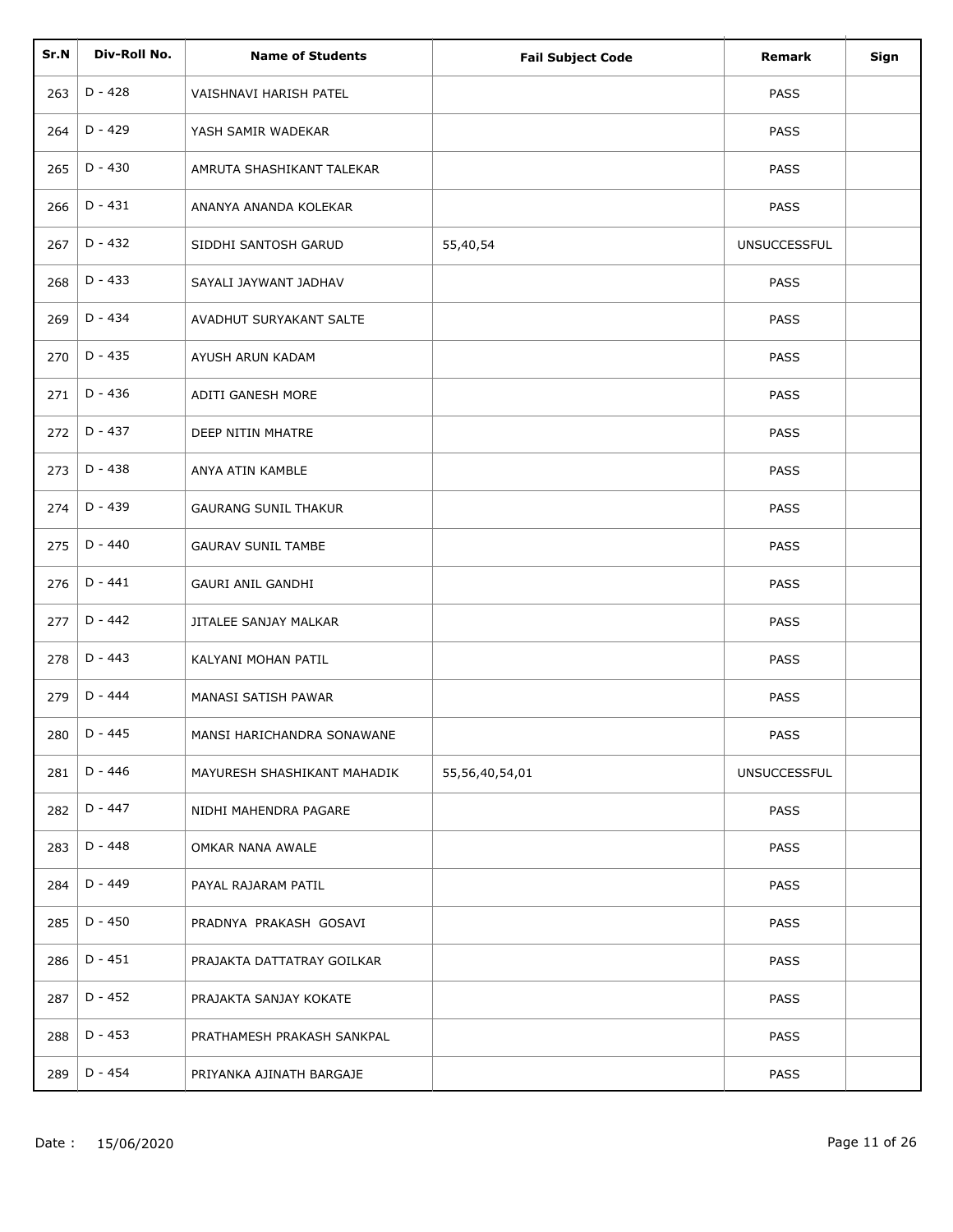| Sr.N | Div-Roll No. | Name of Students | Fail Subject Code | Remark | Sign |
|---|---|---|---|---|---|
| 263 | D - 428 | VAISHNAVI HARISH PATEL | | PASS | |
| 264 | D - 429 | YASH SAMIR WADEKAR | | PASS | |
| 265 | D - 430 | AMRUTA SHASHIKANT TALEKAR | | PASS | |
| 266 | D - 431 | ANANYA ANANDA KOLEKAR | | PASS | |
| 267 | D - 432 | SIDDHI SANTOSH GARUD | 55,40,54 | UNSUCCESSFUL | |
| 268 | D - 433 | SAYALI JAYWANT JADHAV | | PASS | |
| 269 | D - 434 | AVADHUT SURYAKANT SALTE | | PASS | |
| 270 | D - 435 | AYUSH ARUN KADAM | | PASS | |
| 271 | D - 436 | ADITI GANESH MORE | | PASS | |
| 272 | D - 437 | DEEP NITIN MHATRE | | PASS | |
| 273 | D - 438 | ANYA ATIN KAMBLE | | PASS | |
| 274 | D - 439 | GAURANG SUNIL THAKUR | | PASS | |
| 275 | D - 440 | GAURAV SUNIL TAMBE | | PASS | |
| 276 | D - 441 | GAURI ANIL GANDHI | | PASS | |
| 277 | D - 442 | JITALEE SANJAY MALKAR | | PASS | |
| 278 | D - 443 | KALYANI MOHAN PATIL | | PASS | |
| 279 | D - 444 | MANASI SATISH PAWAR | | PASS | |
| 280 | D - 445 | MANSI HARICHANDRA SONAWANE | | PASS | |
| 281 | D - 446 | MAYURESH SHASHIKANT MAHADIK | 55,56,40,54,01 | UNSUCCESSFUL | |
| 282 | D - 447 | NIDHI MAHENDRA PAGARE | | PASS | |
| 283 | D - 448 | OMKAR NANA AWALE | | PASS | |
| 284 | D - 449 | PAYAL RAJARAM PATIL | | PASS | |
| 285 | D - 450 | PRADNYA PRAKASH GOSAVI | | PASS | |
| 286 | D - 451 | PRAJAKTA DATTATRAY GOILKAR | | PASS | |
| 287 | D - 452 | PRAJAKTA SANJAY KOKATE | | PASS | |
| 288 | D - 453 | PRATHAMESH PRAKASH SANKPAL | | PASS | |
| 289 | D - 454 | PRIYANKA AJINATH BARGAJE | | PASS | |

Date : 15/06/2020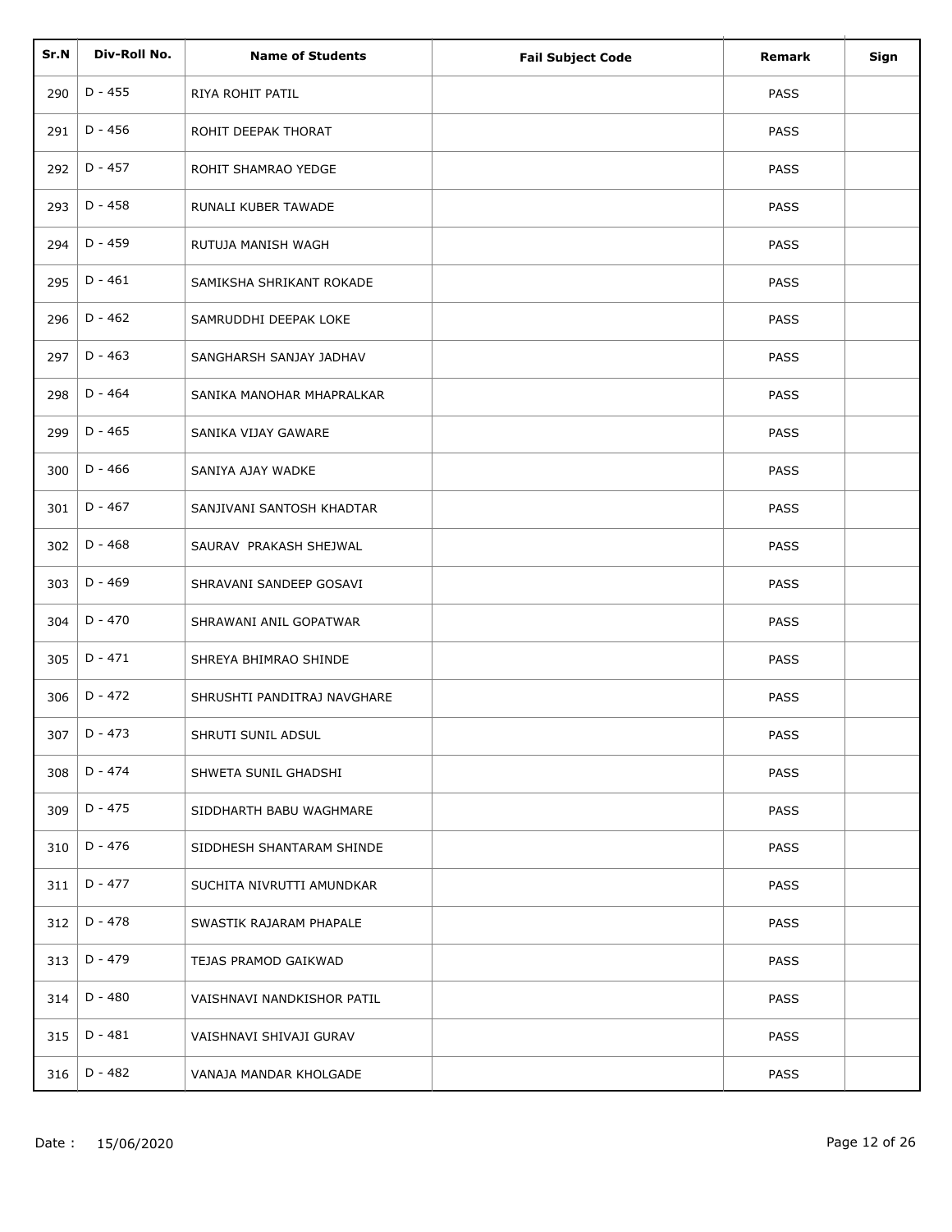| Sr.N | Div-Roll No. | Name of Students | Fail Subject Code | Remark | Sign |
|---|---|---|---|---|---|
| 290 | D - 455 | RIYA ROHIT PATIL | | PASS | |
| 291 | D - 456 | ROHIT DEEPAK THORAT | | PASS | |
| 292 | D - 457 | ROHIT SHAMRAO YEDGE | | PASS | |
| 293 | D - 458 | RUNALI KUBER TAWADE | | PASS | |
| 294 | D - 459 | RUTUJA MANISH WAGH | | PASS | |
| 295 | D - 461 | SAMIKSHA SHRIKANT ROKADE | | PASS | |
| 296 | D - 462 | SAMRUDDHI DEEPAK LOKE | | PASS | |
| 297 | D - 463 | SANGHARSH SANJAY JADHAV | | PASS | |
| 298 | D - 464 | SANIKA MANOHAR MHAPRALKAR | | PASS | |
| 299 | D - 465 | SANIKA VIJAY GAWARE | | PASS | |
| 300 | D - 466 | SANIYA AJAY WADKE | | PASS | |
| 301 | D - 467 | SANJIVANI SANTOSH KHADTAR | | PASS | |
| 302 | D - 468 | SAURAV PRAKASH SHEJWAL | | PASS | |
| 303 | D - 469 | SHRAVANI SANDEEP GOSAVI | | PASS | |
| 304 | D - 470 | SHRAWANI ANIL GOPATWAR | | PASS | |
| 305 | D - 471 | SHREYA BHIMRAO SHINDE | | PASS | |
| 306 | D - 472 | SHRUSHTI PANDITRAJ NAVGHARE | | PASS | |
| 307 | D - 473 | SHRUTI SUNIL ADSUL | | PASS | |
| 308 | D - 474 | SHWETA SUNIL GHADSHI | | PASS | |
| 309 | D - 475 | SIDDHARTH BABU WAGHMARE | | PASS | |
| 310 | D - 476 | SIDDHESH SHANTARAM SHINDE | | PASS | |
| 311 | D - 477 | SUCHITA NIVRUTTI AMUNDKAR | | PASS | |
| 312 | D - 478 | SWASTIK RAJARAM PHAPALE | | PASS | |
| 313 | D - 479 | TEJAS PRAMOD GAIKWAD | | PASS | |
| 314 | D - 480 | VAISHNAVI NANDKISHOR PATIL | | PASS | |
| 315 | D - 481 | VAISHNAVI SHIVAJI GURAV | | PASS | |
| 316 | D - 482 | VANAJA MANDAR KHOLGADE | | PASS | |

Date : 15/06/2020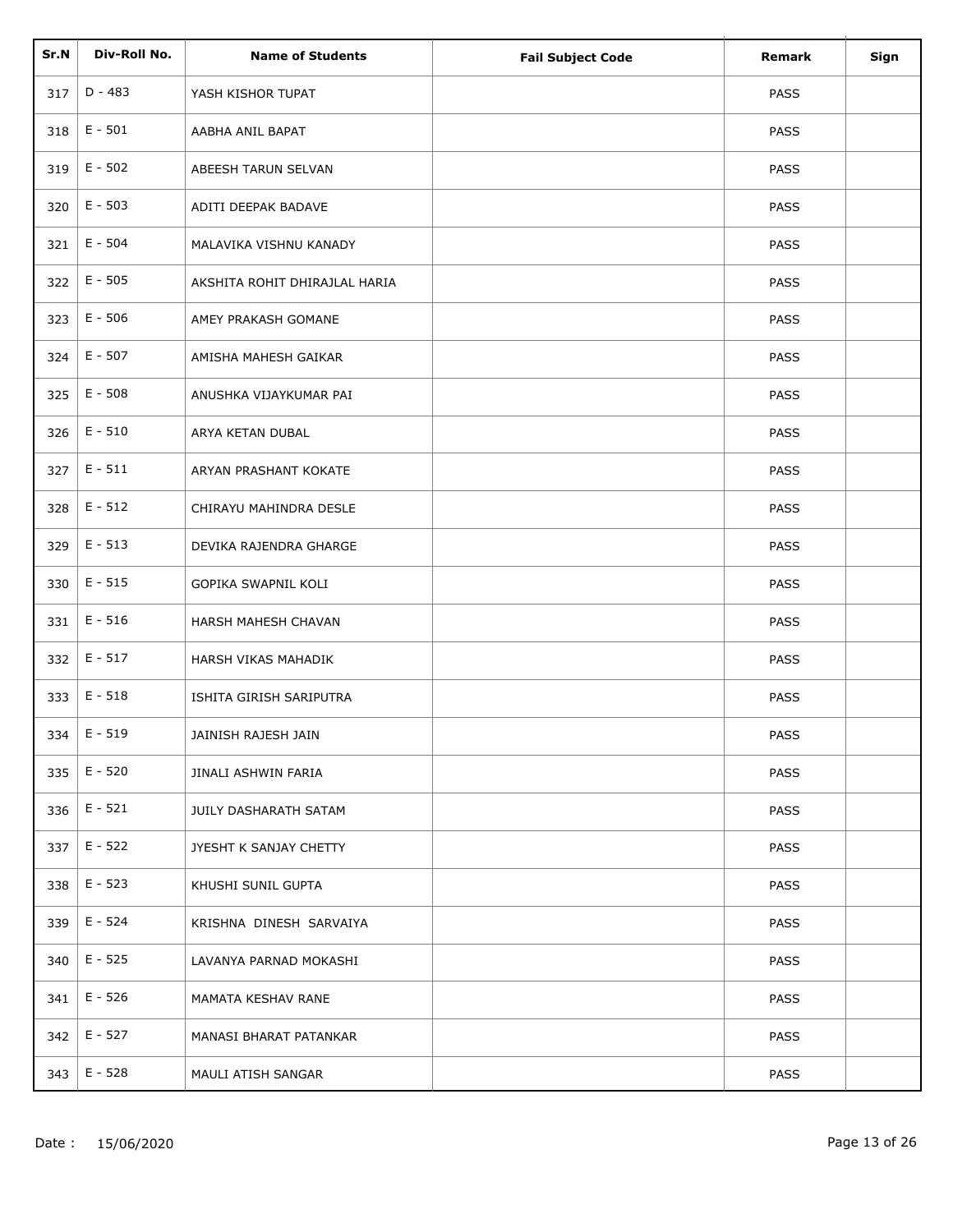| Sr.N | Div-Roll No. | Name of Students | Fail Subject Code | Remark | Sign |
|---|---|---|---|---|---|
| 317 | D - 483 | YASH KISHOR TUPAT | | PASS | |
| 318 | E - 501 | AABHA ANIL BAPAT | | PASS | |
| 319 | E - 502 | ABEESH TARUN SELVAN | | PASS | |
| 320 | E - 503 | ADITI DEEPAK BADAVE | | PASS | |
| 321 | E - 504 | MALAVIKA VISHNU KANADY | | PASS | |
| 322 | E - 505 | AKSHITA ROHIT DHIRAJLAL HARIA | | PASS | |
| 323 | E - 506 | AMEY PRAKASH GOMANE | | PASS | |
| 324 | E - 507 | AMISHA MAHESH GAIKAR | | PASS | |
| 325 | E - 508 | ANUSHKA VIJAYKUMAR PAI | | PASS | |
| 326 | E - 510 | ARYA KETAN DUBAL | | PASS | |
| 327 | E - 511 | ARYAN PRASHANT KOKATE | | PASS | |
| 328 | E - 512 | CHIRAYU MAHINDRA DESLE | | PASS | |
| 329 | E - 513 | DEVIKA RAJENDRA GHARGE | | PASS | |
| 330 | E - 515 | GOPIKA SWAPNIL KOLI | | PASS | |
| 331 | E - 516 | HARSH MAHESH CHAVAN | | PASS | |
| 332 | E - 517 | HARSH VIKAS MAHADIK | | PASS | |
| 333 | E - 518 | ISHITA GIRISH SARIPUTRA | | PASS | |
| 334 | E - 519 | JAINISH RAJESH JAIN | | PASS | |
| 335 | E - 520 | JINALI ASHWIN FARIA | | PASS | |
| 336 | E - 521 | JUILY DASHARATH SATAM | | PASS | |
| 337 | E - 522 | JYESHT K SANJAY CHETTY | | PASS | |
| 338 | E - 523 | KHUSHI SUNIL GUPTA | | PASS | |
| 339 | E - 524 | KRISHNA DINESH SARVAIYA | | PASS | |
| 340 | E - 525 | LAVANYA PARNAD MOKASHI | | PASS | |
| 341 | E - 526 | MAMATA KESHAV RANE | | PASS | |
| 342 | E - 527 | MANASI BHARAT PATANKAR | | PASS | |
| 343 | E - 528 | MAULI ATISH SANGAR | | PASS | |

Date : 15/06/2020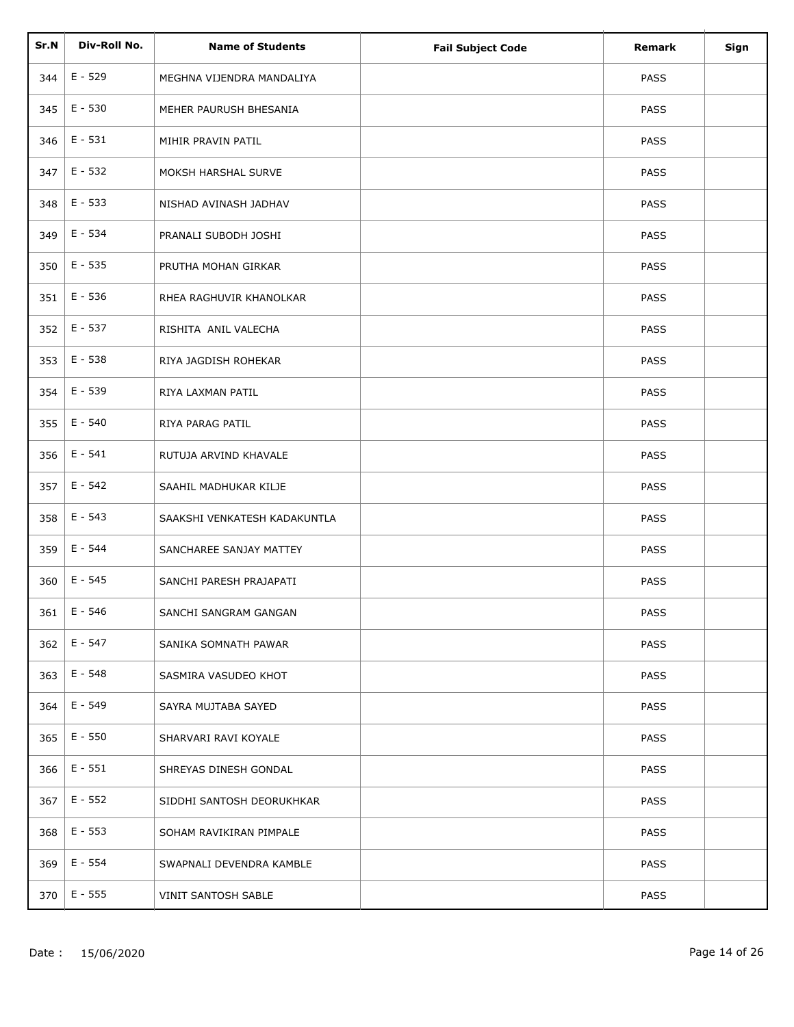| Sr.N | Div-Roll No. | Name of Students | Fail Subject Code | Remark | Sign |
|---|---|---|---|---|---|
| 344 | E - 529 | MEGHNA VIJENDRA MANDALIYA | | PASS | |
| 345 | E - 530 | MEHER PAURUSH BHESANIA | | PASS | |
| 346 | E - 531 | MIHIR PRAVIN PATIL | | PASS | |
| 347 | E - 532 | MOKSH HARSHAL SURVE | | PASS | |
| 348 | E - 533 | NISHAD AVINASH JADHAV | | PASS | |
| 349 | E - 534 | PRANALI SUBODH JOSHI | | PASS | |
| 350 | E - 535 | PRUTHA MOHAN GIRKAR | | PASS | |
| 351 | E - 536 | RHEA RAGHUVIR KHANOLKAR | | PASS | |
| 352 | E - 537 | RISHITA  ANIL VALECHA | | PASS | |
| 353 | E - 538 | RIYA JAGDISH ROHEKAR | | PASS | |
| 354 | E - 539 | RIYA LAXMAN PATIL | | PASS | |
| 355 | E - 540 | RIYA PARAG PATIL | | PASS | |
| 356 | E - 541 | RUTUJA ARVIND KHAVALE | | PASS | |
| 357 | E - 542 | SAAHIL MADHUKAR KILJE | | PASS | |
| 358 | E - 543 | SAAKSHI VENKATESH KADAKUNTLA | | PASS | |
| 359 | E - 544 | SANCHAREE SANJAY MATTEY | | PASS | |
| 360 | E - 545 | SANCHI PARESH PRAJAPATI | | PASS | |
| 361 | E - 546 | SANCHI SANGRAM GANGAN | | PASS | |
| 362 | E - 547 | SANIKA SOMNATH PAWAR | | PASS | |
| 363 | E - 548 | SASMIRA VASUDEO KHOT | | PASS | |
| 364 | E - 549 | SAYRA MUJTABA SAYED | | PASS | |
| 365 | E - 550 | SHARVARI RAVI KOYALE | | PASS | |
| 366 | E - 551 | SHREYAS DINESH GONDAL | | PASS | |
| 367 | E - 552 | SIDDHI SANTOSH DEORUKHKAR | | PASS | |
| 368 | E - 553 | SOHAM RAVIKIRAN PIMPALE | | PASS | |
| 369 | E - 554 | SWAPNALI DEVENDRA KAMBLE | | PASS | |
| 370 | E - 555 | VINIT SANTOSH SABLE | | PASS | |

Date : 15/06/2020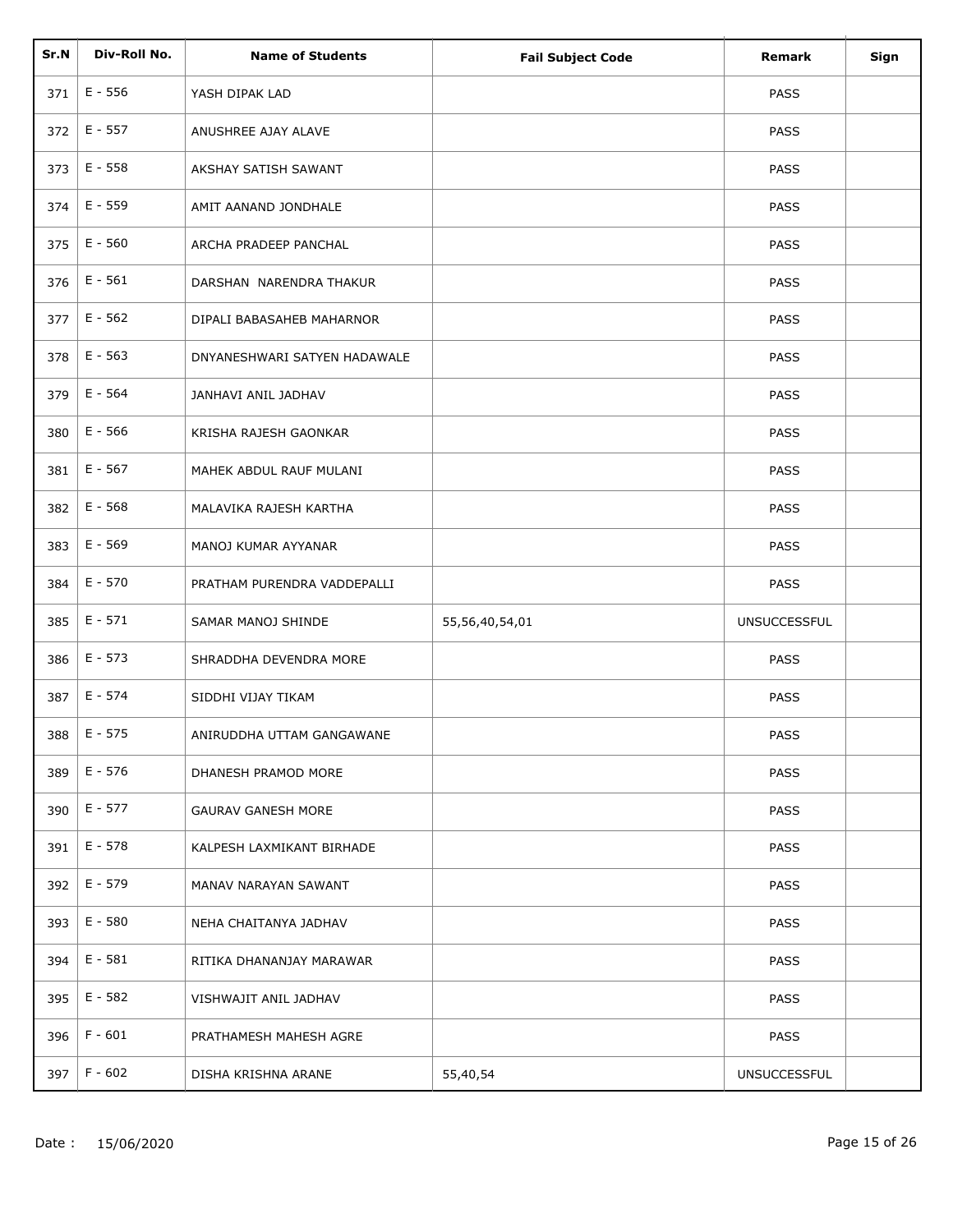| Sr.N | Div-Roll No. | Name of Students | Fail Subject Code | Remark | Sign |
|---|---|---|---|---|---|
| 371 | E - 556 | YASH DIPAK LAD | | PASS | |
| 372 | E - 557 | ANUSHREE AJAY ALAVE | | PASS | |
| 373 | E - 558 | AKSHAY SATISH SAWANT | | PASS | |
| 374 | E - 559 | AMIT AANAND JONDHALE | | PASS | |
| 375 | E - 560 | ARCHA PRADEEP PANCHAL | | PASS | |
| 376 | E - 561 | DARSHAN NARENDRA THAKUR | | PASS | |
| 377 | E - 562 | DIPALI BABASAHEB MAHARNOR | | PASS | |
| 378 | E - 563 | DNYANESHWARI SATYEN HADAWALE | | PASS | |
| 379 | E - 564 | JANHAVI ANIL JADHAV | | PASS | |
| 380 | E - 566 | KRISHA RAJESH GAONKAR | | PASS | |
| 381 | E - 567 | MAHEK ABDUL RAUF MULANI | | PASS | |
| 382 | E - 568 | MALAVIKA RAJESH KARTHA | | PASS | |
| 383 | E - 569 | MANOJ KUMAR AYYANAR | | PASS | |
| 384 | E - 570 | PRATHAM PURENDRA VADDEPALLI | | PASS | |
| 385 | E - 571 | SAMAR MANOJ SHINDE | 55,56,40,54,01 | UNSUCCESSFUL | |
| 386 | E - 573 | SHRADDHA DEVENDRA MORE | | PASS | |
| 387 | E - 574 | SIDDHI VIJAY TIKAM | | PASS | |
| 388 | E - 575 | ANIRUDDHA UTTAM GANGAWANE | | PASS | |
| 389 | E - 576 | DHANESH PRAMOD MORE | | PASS | |
| 390 | E - 577 | GAURAV GANESH MORE | | PASS | |
| 391 | E - 578 | KALPESH LAXMIKANT BIRHADE | | PASS | |
| 392 | E - 579 | MANAV NARAYAN SAWANT | | PASS | |
| 393 | E - 580 | NEHA CHAITANYA JADHAV | | PASS | |
| 394 | E - 581 | RITIKA DHANANJAY MARAWAR | | PASS | |
| 395 | E - 582 | VISHWAJIT ANIL JADHAV | | PASS | |
| 396 | F - 601 | PRATHAMESH MAHESH AGRE | | PASS | |
| 397 | F - 602 | DISHA KRISHNA ARANE | 55,40,54 | UNSUCCESSFUL | |

Date : 15/06/2020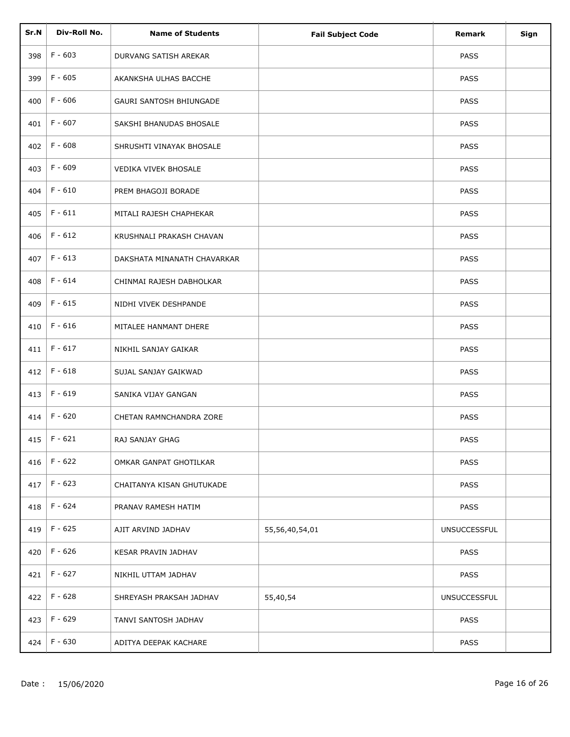| Sr.N | Div-Roll No. | Name of Students | Fail Subject Code | Remark | Sign |
|---|---|---|---|---|---|
| 398 | F - 603 | DURVANG SATISH AREKAR | | PASS | |
| 399 | F - 605 | AKANKSHA ULHAS BACCHE | | PASS | |
| 400 | F - 606 | GAURI SANTOSH BHIUNGADE | | PASS | |
| 401 | F - 607 | SAKSHI BHANUDAS BHOSALE | | PASS | |
| 402 | F - 608 | SHRUSHTI VINAYAK BHOSALE | | PASS | |
| 403 | F - 609 | VEDIKA VIVEK BHOSALE | | PASS | |
| 404 | F - 610 | PREM BHAGOJI BORADE | | PASS | |
| 405 | F - 611 | MITALI RAJESH CHAPHEKAR | | PASS | |
| 406 | F - 612 | KRUSHNALI PRAKASH CHAVAN | | PASS | |
| 407 | F - 613 | DAKSHATA MINANATH CHAVARKAR | | PASS | |
| 408 | F - 614 | CHINMAI RAJESH DABHOLKAR | | PASS | |
| 409 | F - 615 | NIDHI VIVEK DESHPANDE | | PASS | |
| 410 | F - 616 | MITALEE HANMANT DHERE | | PASS | |
| 411 | F - 617 | NIKHIL SANJAY GAIKAR | | PASS | |
| 412 | F - 618 | SUJAL SANJAY GAIKWAD | | PASS | |
| 413 | F - 619 | SANIKA VIJAY GANGAN | | PASS | |
| 414 | F - 620 | CHETAN RAMNCHANDRA ZORE | | PASS | |
| 415 | F - 621 | RAJ SANJAY GHAG | | PASS | |
| 416 | F - 622 | OMKAR GANPAT GHOTILKAR | | PASS | |
| 417 | F - 623 | CHAITANYA KISAN GHUTUKADE | | PASS | |
| 418 | F - 624 | PRANAV RAMESH HATIM | | PASS | |
| 419 | F - 625 | AJIT ARVIND JADHAV | 55,56,40,54,01 | UNSUCCESSFUL | |
| 420 | F - 626 | KESAR PRAVIN JADHAV | | PASS | |
| 421 | F - 627 | NIKHIL UTTAM JADHAV | | PASS | |
| 422 | F - 628 | SHREYASH PRAKSAH JADHAV | 55,40,54 | UNSUCCESSFUL | |
| 423 | F - 629 | TANVI SANTOSH JADHAV | | PASS | |
| 424 | F - 630 | ADITYA DEEPAK KACHARE | | PASS | |

Date : 15/06/2020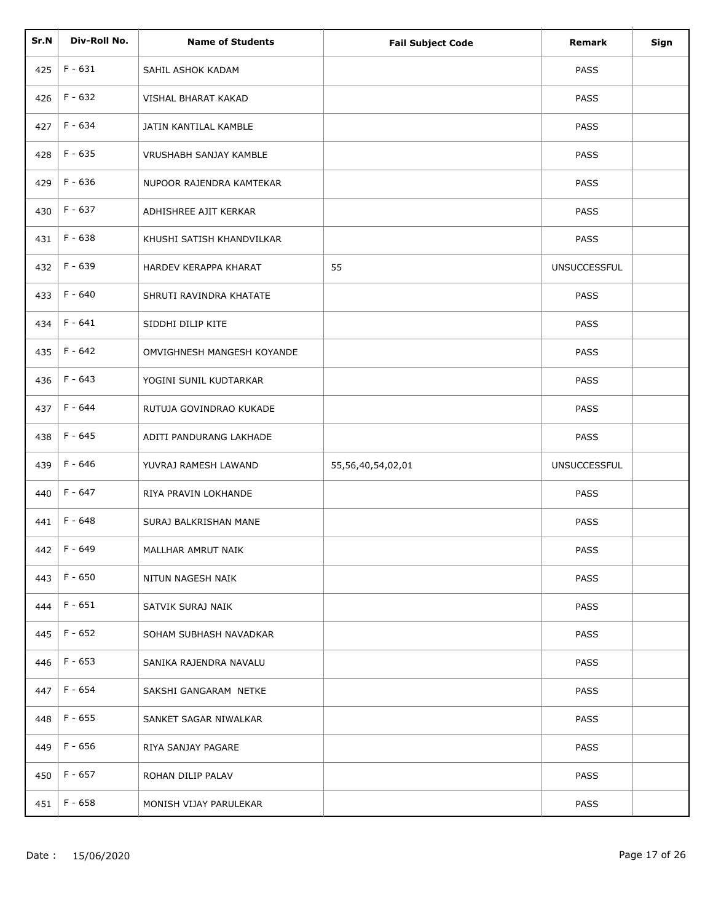| Sr.N | Div-Roll No. | Name of Students | Fail Subject Code | Remark | Sign |
| --- | --- | --- | --- | --- | --- |
| 425 | F - 631 | SAHIL ASHOK KADAM | | PASS | |
| 426 | F - 632 | VISHAL BHARAT KAKAD | | PASS | |
| 427 | F - 634 | JATIN KANTILAL KAMBLE | | PASS | |
| 428 | F - 635 | VRUSHABH SANJAY KAMBLE | | PASS | |
| 429 | F - 636 | NUPOOR RAJENDRA KAMTEKAR | | PASS | |
| 430 | F - 637 | ADHISHREE AJIT KERKAR | | PASS | |
| 431 | F - 638 | KHUSHI SATISH KHANDVILKAR | | PASS | |
| 432 | F - 639 | HARDEV KERAPPA KHARAT | 55 | UNSUCCESSFUL | |
| 433 | F - 640 | SHRUTI RAVINDRA KHATATE | | PASS | |
| 434 | F - 641 | SIDDHI DILIP KITE | | PASS | |
| 435 | F - 642 | OMVIGHNESH MANGESH KOYANDE | | PASS | |
| 436 | F - 643 | YOGINI SUNIL KUDTARKAR | | PASS | |
| 437 | F - 644 | RUTUJA GOVINDRAO KUKADE | | PASS | |
| 438 | F - 645 | ADITI PANDURANG LAKHADE | | PASS | |
| 439 | F - 646 | YUVRAJ RAMESH LAWAND | 55,56,40,54,02,01 | UNSUCCESSFUL | |
| 440 | F - 647 | RIYA PRAVIN LOKHANDE | | PASS | |
| 441 | F - 648 | SURAJ BALKRISHAN MANE | | PASS | |
| 442 | F - 649 | MALLHAR AMRUT NAIK | | PASS | |
| 443 | F - 650 | NITUN NAGESH NAIK | | PASS | |
| 444 | F - 651 | SATVIK SURAJ NAIK | | PASS | |
| 445 | F - 652 | SOHAM SUBHASH NAVADKAR | | PASS | |
| 446 | F - 653 | SANIKA RAJENDRA NAVALU | | PASS | |
| 447 | F - 654 | SAKSHI GANGARAM NETKE | | PASS | |
| 448 | F - 655 | SANKET SAGAR NIWALKAR | | PASS | |
| 449 | F - 656 | RIYA SANJAY PAGARE | | PASS | |
| 450 | F - 657 | ROHAN DILIP PALAV | | PASS | |
| 451 | F - 658 | MONISH VIJAY PARULEKAR | | PASS | |

Date : 15/06/2020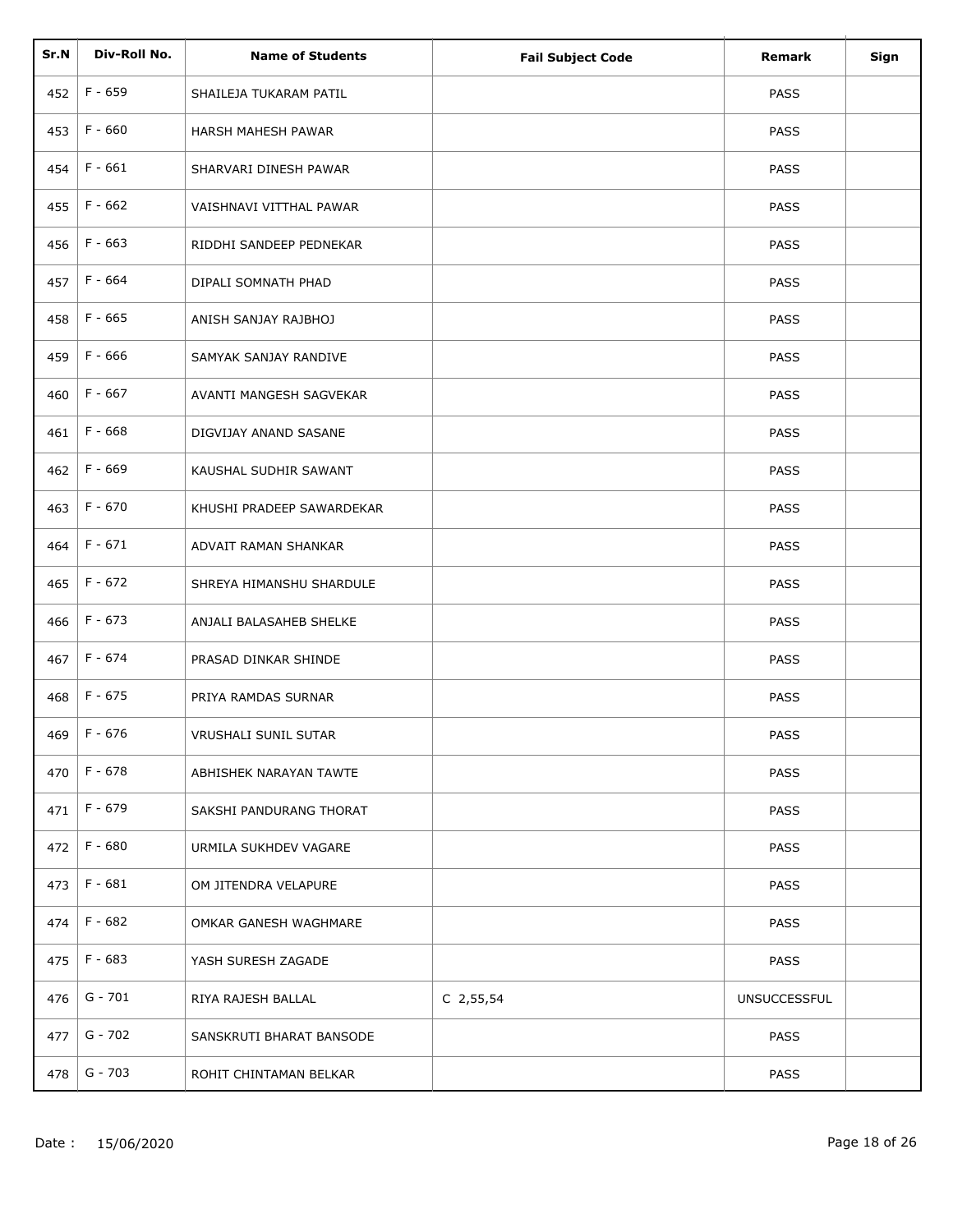| Sr.N | Div-Roll No. | Name of Students | Fail Subject Code | Remark | Sign |
|---|---|---|---|---|---|
| 452 | F - 659 | SHAILEJA TUKARAM PATIL | | PASS | |
| 453 | F - 660 | HARSH MAHESH PAWAR | | PASS | |
| 454 | F - 661 | SHARVARI DINESH PAWAR | | PASS | |
| 455 | F - 662 | VAISHNAVI VITTHAL PAWAR | | PASS | |
| 456 | F - 663 | RIDDHI SANDEEP PEDNEKAR | | PASS | |
| 457 | F - 664 | DIPALI SOMNATH PHAD | | PASS | |
| 458 | F - 665 | ANISH SANJAY RAJBHOJ | | PASS | |
| 459 | F - 666 | SAMYAK SANJAY RANDIVE | | PASS | |
| 460 | F - 667 | AVANTI MANGESH SAGVEKAR | | PASS | |
| 461 | F - 668 | DIGVIJAY ANAND SASANE | | PASS | |
| 462 | F - 669 | KAUSHAL SUDHIR SAWANT | | PASS | |
| 463 | F - 670 | KHUSHI PRADEEP SAWARDEKAR | | PASS | |
| 464 | F - 671 | ADVAIT RAMAN SHANKAR | | PASS | |
| 465 | F - 672 | SHREYA HIMANSHU SHARDULE | | PASS | |
| 466 | F - 673 | ANJALI BALASAHEB SHELKE | | PASS | |
| 467 | F - 674 | PRASAD DINKAR SHINDE | | PASS | |
| 468 | F - 675 | PRIYA RAMDAS SURNAR | | PASS | |
| 469 | F - 676 | VRUSHALI SUNIL SUTAR | | PASS | |
| 470 | F - 678 | ABHISHEK NARAYAN TAWTE | | PASS | |
| 471 | F - 679 | SAKSHI PANDURANG THORAT | | PASS | |
| 472 | F - 680 | URMILA SUKHDEV VAGARE | | PASS | |
| 473 | F - 681 | OM JITENDRA VELAPURE | | PASS | |
| 474 | F - 682 | OMKAR GANESH WAGHMARE | | PASS | |
| 475 | F - 683 | YASH SURESH ZAGADE | | PASS | |
| 476 | G - 701 | RIYA RAJESH BALLAL | C 2,55,54 | UNSUCCESSFUL | |
| 477 | G - 702 | SANSKRUTI BHARAT BANSODE | | PASS | |
| 478 | G - 703 | ROHIT CHINTAMAN BELKAR | | PASS | |

Date : 15/06/2020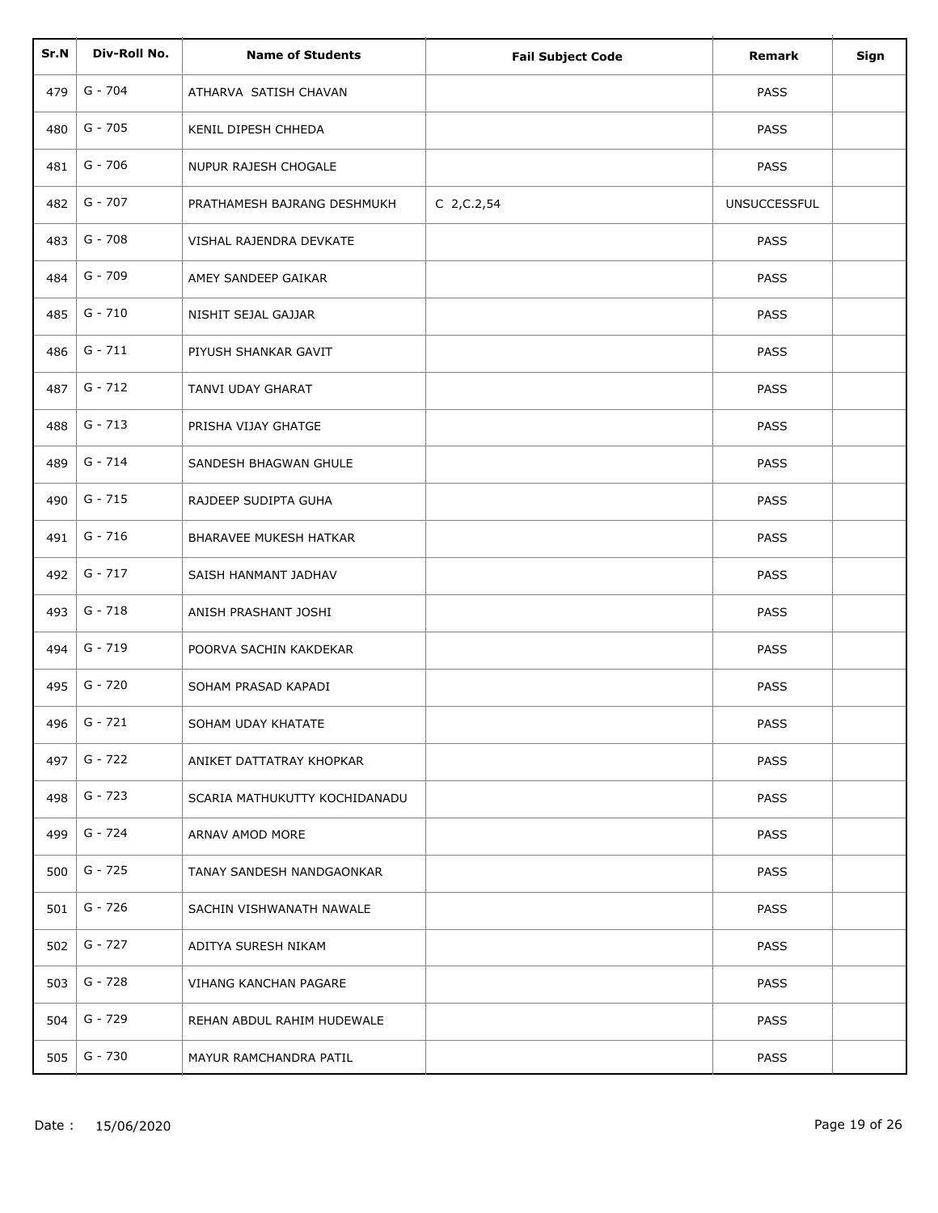| Sr.N | Div-Roll No. | Name of Students | Fail Subject Code | Remark | Sign |
|---|---|---|---|---|---|
| 479 | G - 704 | ATHARVA SATISH CHAVAN | | PASS | |
| 480 | G - 705 | KENIL DIPESH CHHEDA | | PASS | |
| 481 | G - 706 | NUPUR RAJESH CHOGALE | | PASS | |
| 482 | G - 707 | PRATHAMESH BAJRANG DESHMUKH | C 2,C.2,54 | UNSUCCESSFUL | |
| 483 | G - 708 | VISHAL RAJENDRA DEVKATE | | PASS | |
| 484 | G - 709 | AMEY SANDEEP GAIKAR | | PASS | |
| 485 | G - 710 | NISHIT SEJAL GAJJAR | | PASS | |
| 486 | G - 711 | PIYUSH SHANKAR GAVIT | | PASS | |
| 487 | G - 712 | TANVI UDAY GHARAT | | PASS | |
| 488 | G - 713 | PRISHA VIJAY GHATGE | | PASS | |
| 489 | G - 714 | SANDESH BHAGWAN GHULE | | PASS | |
| 490 | G - 715 | RAJDEEP SUDIPTA GUHA | | PASS | |
| 491 | G - 716 | BHARAVEE MUKESH HATKAR | | PASS | |
| 492 | G - 717 | SAISH HANMANT JADHAV | | PASS | |
| 493 | G - 718 | ANISH PRASHANT JOSHI | | PASS | |
| 494 | G - 719 | POORVA SACHIN KAKDEKAR | | PASS | |
| 495 | G - 720 | SOHAM PRASAD KAPADI | | PASS | |
| 496 | G - 721 | SOHAM UDAY KHATATE | | PASS | |
| 497 | G - 722 | ANIKET DATTATRAY KHOPKAR | | PASS | |
| 498 | G - 723 | SCARIA MATHUKUTTY KOCHIDANADU | | PASS | |
| 499 | G - 724 | ARNAV AMOD MORE | | PASS | |
| 500 | G - 725 | TANAY SANDESH NANDGAONKAR | | PASS | |
| 501 | G - 726 | SACHIN VISHWANATH NAWALE | | PASS | |
| 502 | G - 727 | ADITYA SURESH NIKAM | | PASS | |
| 503 | G - 728 | VIHANG KANCHAN PAGARE | | PASS | |
| 504 | G - 729 | REHAN ABDUL RAHIM HUDEWALE | | PASS | |
| 505 | G - 730 | MAYUR RAMCHANDRA PATIL | | PASS | |

Date : 15/06/2020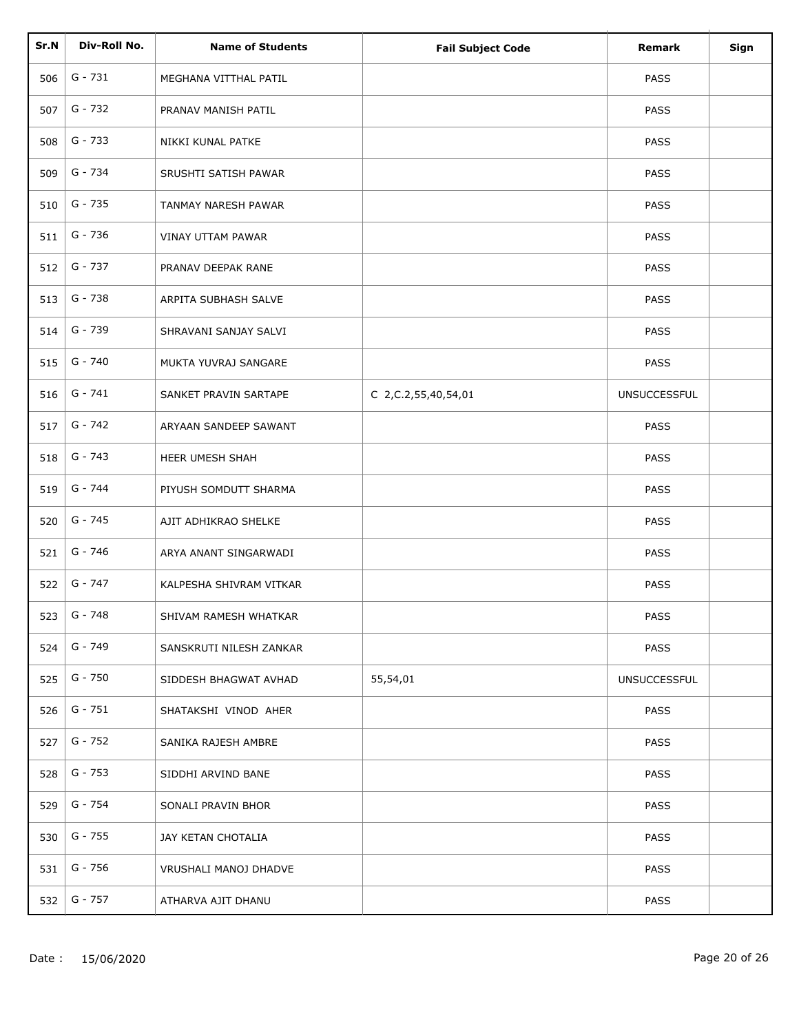| Sr.N | Div-Roll No. | Name of Students | Fail Subject Code | Remark | Sign |
|---|---|---|---|---|---|
| 506 | G - 731 | MEGHANA VITTHAL PATIL | | PASS | |
| 507 | G - 732 | PRANAV MANISH PATIL | | PASS | |
| 508 | G - 733 | NIKKI KUNAL PATKE | | PASS | |
| 509 | G - 734 | SRUSHTI SATISH PAWAR | | PASS | |
| 510 | G - 735 | TANMAY NARESH PAWAR | | PASS | |
| 511 | G - 736 | VINAY UTTAM PAWAR | | PASS | |
| 512 | G - 737 | PRANAV DEEPAK RANE | | PASS | |
| 513 | G - 738 | ARPITA SUBHASH SALVE | | PASS | |
| 514 | G - 739 | SHRAVANI SANJAY SALVI | | PASS | |
| 515 | G - 740 | MUKTA YUVRAJ SANGARE | | PASS | |
| 516 | G - 741 | SANKET PRAVIN SARTAPE | C 2,C.2,55,40,54,01 | UNSUCCESSFUL | |
| 517 | G - 742 | ARYAAN SANDEEP SAWANT | | PASS | |
| 518 | G - 743 | HEER UMESH SHAH | | PASS | |
| 519 | G - 744 | PIYUSH SOMDUTT SHARMA | | PASS | |
| 520 | G - 745 | AJIT ADHIKRAO SHELKE | | PASS | |
| 521 | G - 746 | ARYA ANANT SINGARWADI | | PASS | |
| 522 | G - 747 | KALPESHA SHIVRAM VITKAR | | PASS | |
| 523 | G - 748 | SHIVAM RAMESH WHATKAR | | PASS | |
| 524 | G - 749 | SANSKRUTI NILESH ZANKAR | | PASS | |
| 525 | G - 750 | SIDDESH BHAGWAT AVHAD | 55,54,01 | UNSUCCESSFUL | |
| 526 | G - 751 | SHATAKSHI VINOD AHER | | PASS | |
| 527 | G - 752 | SANIKA RAJESH AMBRE | | PASS | |
| 528 | G - 753 | SIDDHI ARVIND BANE | | PASS | |
| 529 | G - 754 | SONALI PRAVIN BHOR | | PASS | |
| 530 | G - 755 | JAY KETAN CHOTALIA | | PASS | |
| 531 | G - 756 | VRUSHALI MANOJ DHADVE | | PASS | |
| 532 | G - 757 | ATHARVA AJIT DHANU | | PASS | |

Date : 15/06/2020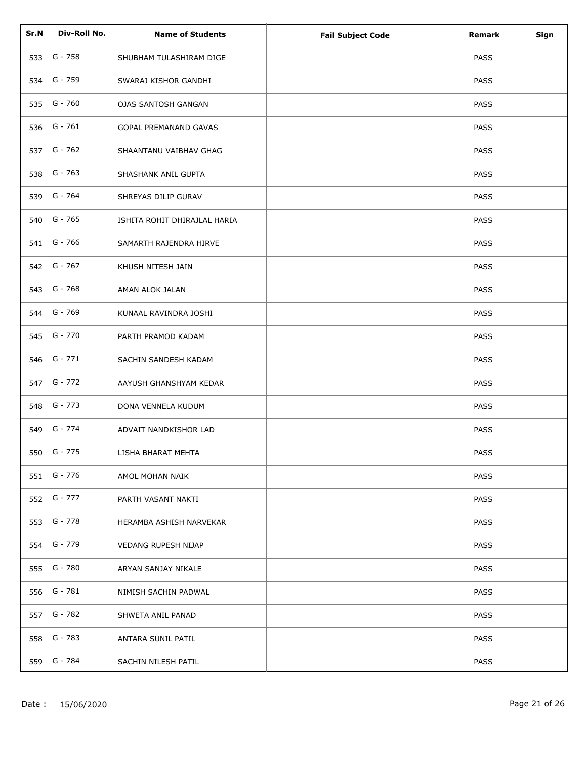| Sr.N | Div-Roll No. | Name of Students | Fail Subject Code | Remark | Sign |
|---|---|---|---|---|---|
| 533 | G - 758 | SHUBHAM TULASHIRAM DIGE | | PASS | |
| 534 | G - 759 | SWARAJ KISHOR GANDHI | | PASS | |
| 535 | G - 760 | OJAS SANTOSH GANGAN | | PASS | |
| 536 | G - 761 | GOPAL PREMANAND GAVAS | | PASS | |
| 537 | G - 762 | SHAANTANU VAIBHAV GHAG | | PASS | |
| 538 | G - 763 | SHASHANK ANIL GUPTA | | PASS | |
| 539 | G - 764 | SHREYAS DILIP GURAV | | PASS | |
| 540 | G - 765 | ISHITA ROHIT DHIRAJLAL HARIA | | PASS | |
| 541 | G - 766 | SAMARTH RAJENDRA HIRVE | | PASS | |
| 542 | G - 767 | KHUSH NITESH JAIN | | PASS | |
| 543 | G - 768 | AMAN ALOK JALAN | | PASS | |
| 544 | G - 769 | KUNAAL RAVINDRA JOSHI | | PASS | |
| 545 | G - 770 | PARTH PRAMOD KADAM | | PASS | |
| 546 | G - 771 | SACHIN SANDESH KADAM | | PASS | |
| 547 | G - 772 | AAYUSH GHANSHYAM KEDAR | | PASS | |
| 548 | G - 773 | DONA VENNELA KUDUM | | PASS | |
| 549 | G - 774 | ADVAIT NANDKISHOR LAD | | PASS | |
| 550 | G - 775 | LISHA BHARAT MEHTA | | PASS | |
| 551 | G - 776 | AMOL MOHAN NAIK | | PASS | |
| 552 | G - 777 | PARTH VASANT NAKTI | | PASS | |
| 553 | G - 778 | HERAMBA ASHISH NARVEKAR | | PASS | |
| 554 | G - 779 | VEDANG RUPESH NIJAP | | PASS | |
| 555 | G - 780 | ARYAN SANJAY NIKALE | | PASS | |
| 556 | G - 781 | NIMISH SACHIN PADWAL | | PASS | |
| 557 | G - 782 | SHWETA ANIL PANAD | | PASS | |
| 558 | G - 783 | ANTARA SUNIL PATIL | | PASS | |
| 559 | G - 784 | SACHIN NILESH PATIL | | PASS | |

Date : 15/06/2020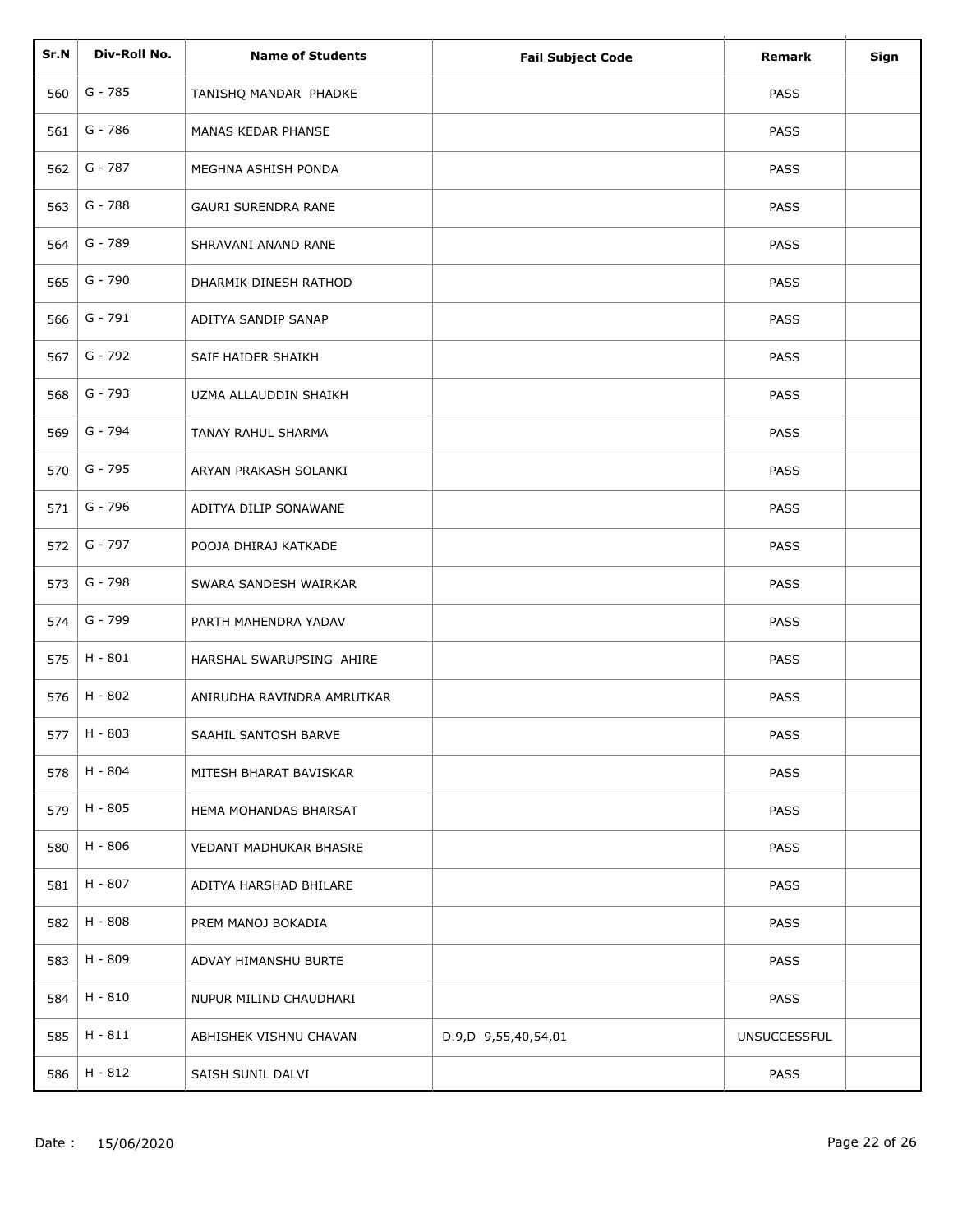| Sr.N | Div-Roll No. | Name of Students | Fail Subject Code | Remark | Sign |
|---|---|---|---|---|---|
| 560 | G - 785 | TANISHQ MANDAR PHADKE | | PASS | |
| 561 | G - 786 | MANAS KEDAR PHANSE | | PASS | |
| 562 | G - 787 | MEGHNA ASHISH PONDA | | PASS | |
| 563 | G - 788 | GAURI SURENDRA RANE | | PASS | |
| 564 | G - 789 | SHRAVANI ANAND RANE | | PASS | |
| 565 | G - 790 | DHARMIK DINESH RATHOD | | PASS | |
| 566 | G - 791 | ADITYA SANDIP SANAP | | PASS | |
| 567 | G - 792 | SAIF HAIDER SHAIKH | | PASS | |
| 568 | G - 793 | UZMA ALLAUDDIN SHAIKH | | PASS | |
| 569 | G - 794 | TANAY RAHUL SHARMA | | PASS | |
| 570 | G - 795 | ARYAN PRAKASH SOLANKI | | PASS | |
| 571 | G - 796 | ADITYA DILIP SONAWANE | | PASS | |
| 572 | G - 797 | POOJA DHIRAJ KATKADE | | PASS | |
| 573 | G - 798 | SWARA SANDESH WAIRKAR | | PASS | |
| 574 | G - 799 | PARTH MAHENDRA YADAV | | PASS | |
| 575 | H - 801 | HARSHAL SWARUPSING AHIRE | | PASS | |
| 576 | H - 802 | ANIRUDHA RAVINDRA AMRUTKAR | | PASS | |
| 577 | H - 803 | SAAHIL SANTOSH BARVE | | PASS | |
| 578 | H - 804 | MITESH BHARAT BAVISKAR | | PASS | |
| 579 | H - 805 | HEMA MOHANDAS BHARSAT | | PASS | |
| 580 | H - 806 | VEDANT MADHUKAR BHASRE | | PASS | |
| 581 | H - 807 | ADITYA HARSHAD BHILARE | | PASS | |
| 582 | H - 808 | PREM MANOJ BOKADIA | | PASS | |
| 583 | H - 809 | ADVAY HIMANSHU BURTE | | PASS | |
| 584 | H - 810 | NUPUR MILIND CHAUDHARI | | PASS | |
| 585 | H - 811 | ABHISHEK VISHNU CHAVAN | D.9,D 9,55,40,54,01 | UNSUCCESSFUL | |
| 586 | H - 812 | SAISH SUNIL DALVI | | PASS | |

Date : 15/06/2020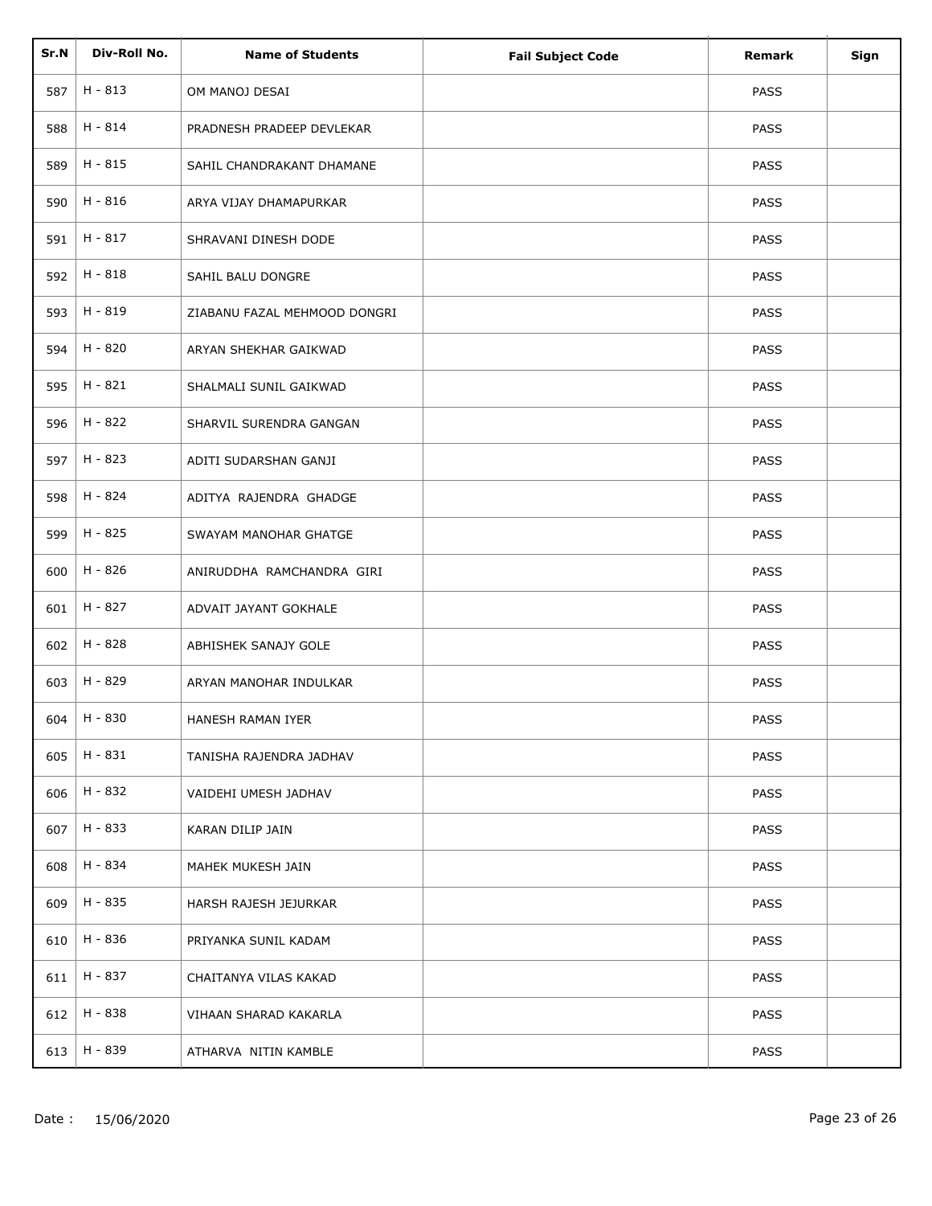| Sr.N | Div-Roll No. | Name of Students | Fail Subject Code | Remark | Sign |
| --- | --- | --- | --- | --- | --- |
| 587 | H - 813 | OM MANOJ DESAI | | PASS | |
| 588 | H - 814 | PRADNESH PRADEEP DEVLEKAR | | PASS | |
| 589 | H - 815 | SAHIL CHANDRAKANT DHAMANE | | PASS | |
| 590 | H - 816 | ARYA VIJAY DHAMAPURKAR | | PASS | |
| 591 | H - 817 | SHRAVANI DINESH DODE | | PASS | |
| 592 | H - 818 | SAHIL BALU DONGRE | | PASS | |
| 593 | H - 819 | ZIABANU FAZAL MEHMOOD DONGRI | | PASS | |
| 594 | H - 820 | ARYAN SHEKHAR GAIKWAD | | PASS | |
| 595 | H - 821 | SHALMALI SUNIL GAIKWAD | | PASS | |
| 596 | H - 822 | SHARVIL SURENDRA GANGAN | | PASS | |
| 597 | H - 823 | ADITI SUDARSHAN GANJI | | PASS | |
| 598 | H - 824 | ADITYA RAJENDRA GHADGE | | PASS | |
| 599 | H - 825 | SWAYAM MANOHAR GHATGE | | PASS | |
| 600 | H - 826 | ANIRUDDHA RAMCHANDRA GIRI | | PASS | |
| 601 | H - 827 | ADVAIT JAYANT GOKHALE | | PASS | |
| 602 | H - 828 | ABHISHEK SANAJY GOLE | | PASS | |
| 603 | H - 829 | ARYAN MANOHAR INDULKAR | | PASS | |
| 604 | H - 830 | HANESH RAMAN IYER | | PASS | |
| 605 | H - 831 | TANISHA RAJENDRA JADHAV | | PASS | |
| 606 | H - 832 | VAIDEHI UMESH JADHAV | | PASS | |
| 607 | H - 833 | KARAN DILIP JAIN | | PASS | |
| 608 | H - 834 | MAHEK MUKESH JAIN | | PASS | |
| 609 | H - 835 | HARSH RAJESH JEJURKAR | | PASS | |
| 610 | H - 836 | PRIYANKA SUNIL KADAM | | PASS | |
| 611 | H - 837 | CHAITANYA VILAS KAKAD | | PASS | |
| 612 | H - 838 | VIHAAN SHARAD KAKARLA | | PASS | |
| 613 | H - 839 | ATHARVA NITIN KAMBLE | | PASS | |

Date : 15/06/2020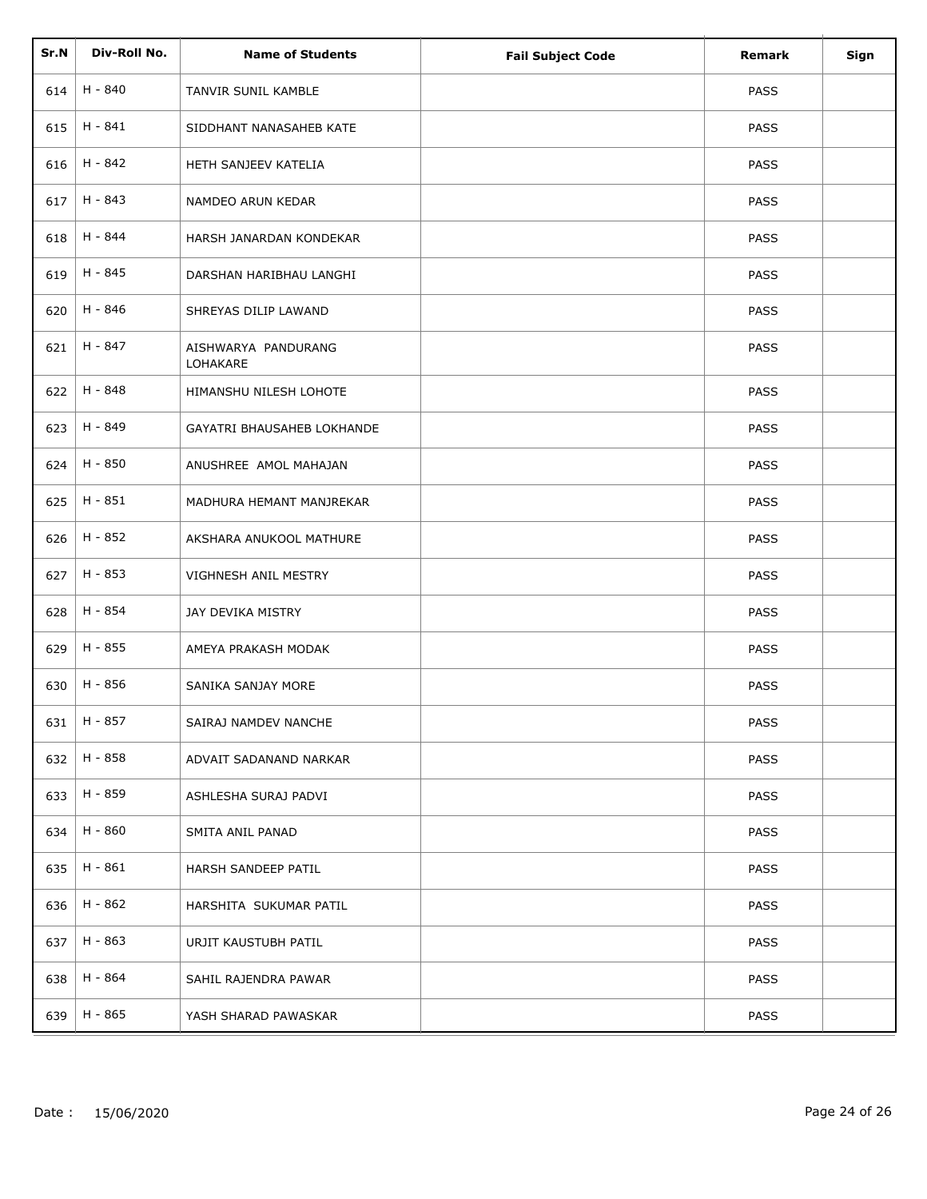| Sr.N | Div-Roll No. | Name of Students | Fail Subject Code | Remark | Sign |
|---|---|---|---|---|---|
| 614 | H - 840 | TANVIR SUNIL KAMBLE | | PASS | |
| 615 | H - 841 | SIDDHANT NANASAHEB KATE | | PASS | |
| 616 | H - 842 | HETH SANJEEV KATELIA | | PASS | |
| 617 | H - 843 | NAMDEO ARUN KEDAR | | PASS | |
| 618 | H - 844 | HARSH JANARDAN KONDEKAR | | PASS | |
| 619 | H - 845 | DARSHAN HARIBHAU LANGHI | | PASS | |
| 620 | H - 846 | SHREYAS DILIP LAWAND | | PASS | |
| 621 | H - 847 | AISHWARYA PANDURANG LOHAKARE | | PASS | |
| 622 | H - 848 | HIMANSHU NILESH LOHOTE | | PASS | |
| 623 | H - 849 | GAYATRI BHAUSAHEB LOKHANDE | | PASS | |
| 624 | H - 850 | ANUSHREE AMOL MAHAJAN | | PASS | |
| 625 | H - 851 | MADHURA HEMANT MANJREKAR | | PASS | |
| 626 | H - 852 | AKSHARA ANUKOOL MATHURE | | PASS | |
| 627 | H - 853 | VIGHNESH ANIL MESTRY | | PASS | |
| 628 | H - 854 | JAY DEVIKA MISTRY | | PASS | |
| 629 | H - 855 | AMEYA PRAKASH MODAK | | PASS | |
| 630 | H - 856 | SANIKA SANJAY MORE | | PASS | |
| 631 | H - 857 | SAIRAJ NAMDEV NANCHE | | PASS | |
| 632 | H - 858 | ADVAIT SADANAND NARKAR | | PASS | |
| 633 | H - 859 | ASHLESHA SURAJ PADVI | | PASS | |
| 634 | H - 860 | SMITA ANIL PANAD | | PASS | |
| 635 | H - 861 | HARSH SANDEEP PATIL | | PASS | |
| 636 | H - 862 | HARSHITA SUKUMAR PATIL | | PASS | |
| 637 | H - 863 | URJIT KAUSTUBH PATIL | | PASS | |
| 638 | H - 864 | SAHIL RAJENDRA PAWAR | | PASS | |
| 639 | H - 865 | YASH SHARAD PAWASKAR | | PASS | |

Date : 15/06/2020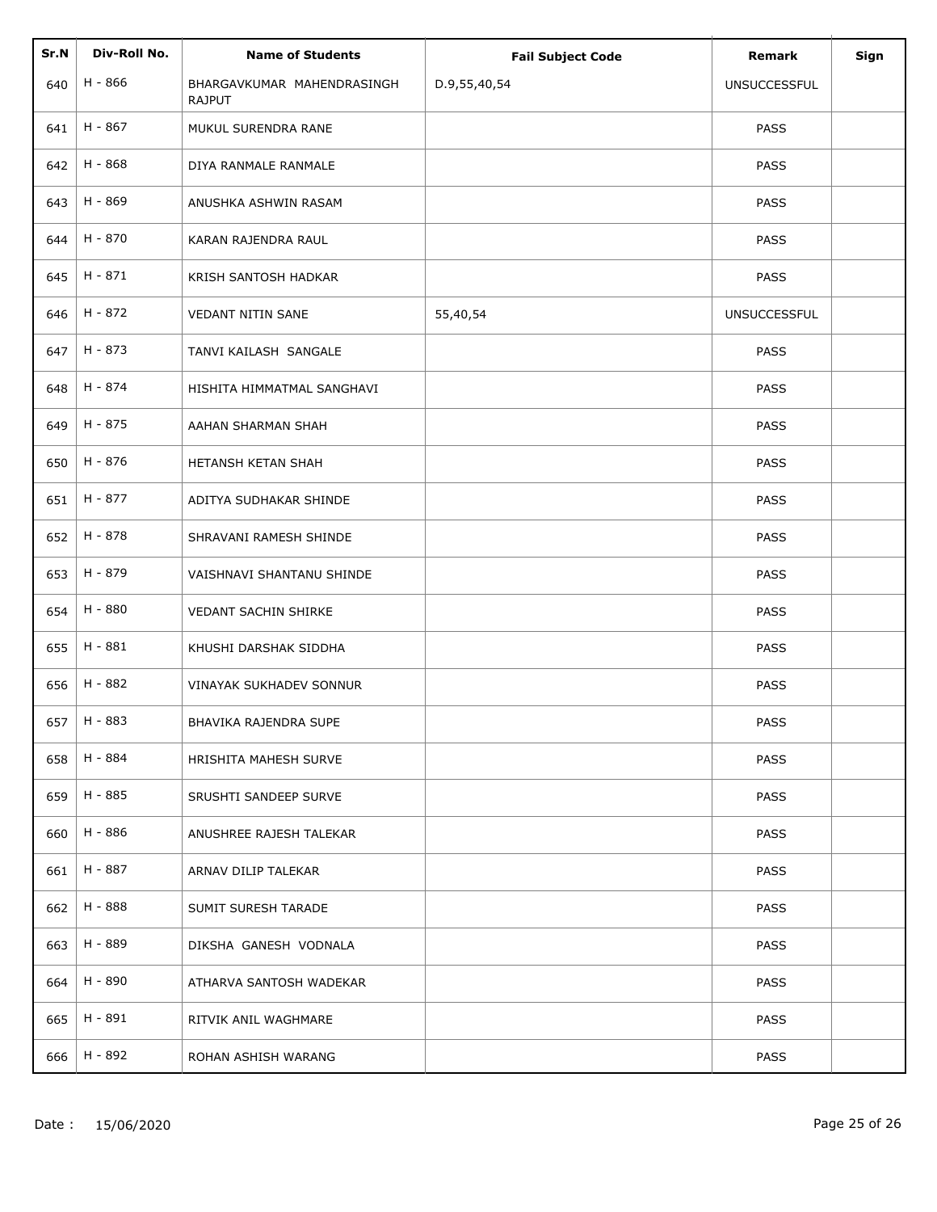| Sr.N | Div-Roll No. | Name of Students | Fail Subject Code | Remark | Sign |
|---|---|---|---|---|---|
| 640 | H - 866 | BHARGAVKUMAR MAHENDRASINGH RAJPUT | D.9,55,40,54 | UNSUCCESSFUL | |
| 641 | H - 867 | MUKUL SURENDRA RANE | | PASS | |
| 642 | H - 868 | DIYA RANMALE RANMALE | | PASS | |
| 643 | H - 869 | ANUSHKA ASHWIN RASAM | | PASS | |
| 644 | H - 870 | KARAN RAJENDRA RAUL | | PASS | |
| 645 | H - 871 | KRISH SANTOSH HADKAR | | PASS | |
| 646 | H - 872 | VEDANT NITIN SANE | 55,40,54 | UNSUCCESSFUL | |
| 647 | H - 873 | TANVI KAILASH SANGALE | | PASS | |
| 648 | H - 874 | HISHITA HIMMATMAL SANGHAVI | | PASS | |
| 649 | H - 875 | AAHAN SHARMAN SHAH | | PASS | |
| 650 | H - 876 | HETANSH KETAN SHAH | | PASS | |
| 651 | H - 877 | ADITYA SUDHAKAR SHINDE | | PASS | |
| 652 | H - 878 | SHRAVANI RAMESH SHINDE | | PASS | |
| 653 | H - 879 | VAISHNAVI SHANTANU SHINDE | | PASS | |
| 654 | H - 880 | VEDANT SACHIN SHIRKE | | PASS | |
| 655 | H - 881 | KHUSHI DARSHAK SIDDHA | | PASS | |
| 656 | H - 882 | VINAYAK SUKHADEV SONNUR | | PASS | |
| 657 | H - 883 | BHAVIKA RAJENDRA SUPE | | PASS | |
| 658 | H - 884 | HRISHITA MAHESH SURVE | | PASS | |
| 659 | H - 885 | SRUSHTI SANDEEP SURVE | | PASS | |
| 660 | H - 886 | ANUSHREE RAJESH TALEKAR | | PASS | |
| 661 | H - 887 | ARNAV DILIP TALEKAR | | PASS | |
| 662 | H - 888 | SUMIT SURESH TARADE | | PASS | |
| 663 | H - 889 | DIKSHA GANESH VODNALA | | PASS | |
| 664 | H - 890 | ATHARVA SANTOSH WADEKAR | | PASS | |
| 665 | H - 891 | RITVIK ANIL WAGHMARE | | PASS | |
| 666 | H - 892 | ROHAN ASHISH WARANG | | PASS | |

Date : 15/06/2020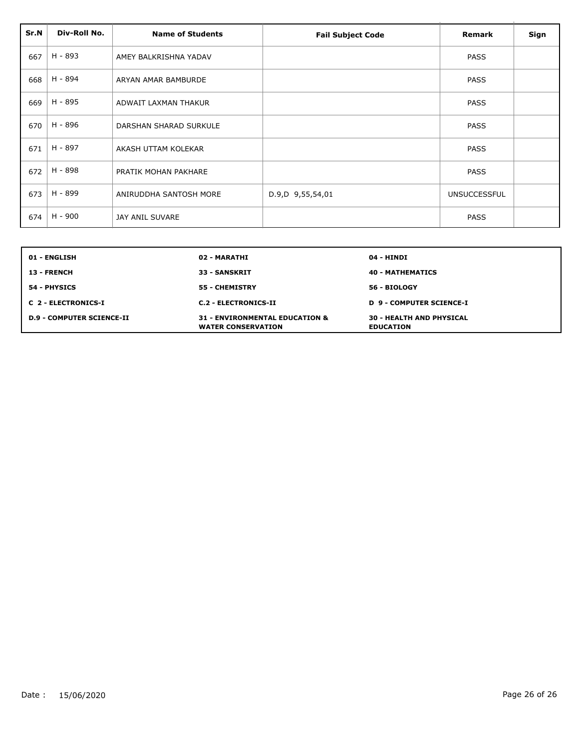| Sr.N | Div-Roll No. | Name of Students | Fail Subject Code | Remark | Sign |
|---|---|---|---|---|---|
| 667 | H - 893 | AMEY BALKRISHNA YADAV | | PASS | |
| 668 | H - 894 | ARYAN AMAR BAMBURDE | | PASS | |
| 669 | H - 895 | ADWAIT LAXMAN THAKUR | | PASS | |
| 670 | H - 896 | DARSHAN SHARAD SURKULE | | PASS | |
| 671 | H - 897 | AKASH UTTAM KOLEKAR | | PASS | |
| 672 | H - 898 | PRATIK MOHAN PAKHARE | | PASS | |
| 673 | H - 899 | ANIRUDDHA SANTOSH MORE | D.9,D 9,55,54,01 | UNSUCCESSFUL | |
| 674 | H - 900 | JAY ANIL SUVARE | | PASS | |

| | | |
|---|---|---|
| **01 - ENGLISH** | **02 - MARATHI** | **04 - HINDI** |
| **13 - FRENCH** | **33 - SANSKRIT** | **40 - MATHEMATICS** |
| **54 - PHYSICS** | **55 - CHEMISTRY** | **56 - BIOLOGY** |
| **C 2 - ELECTRONICS-I** | **C.2 - ELECTRONICS-II** | **D 9 - COMPUTER SCIENCE-I** |
| **D.9 - COMPUTER SCIENCE-II** | **31 - ENVIRONMENTAL EDUCATION & WATER CONSERVATION** | **30 - HEALTH AND PHYSICAL EDUCATION** |

Date : 15/06/2020